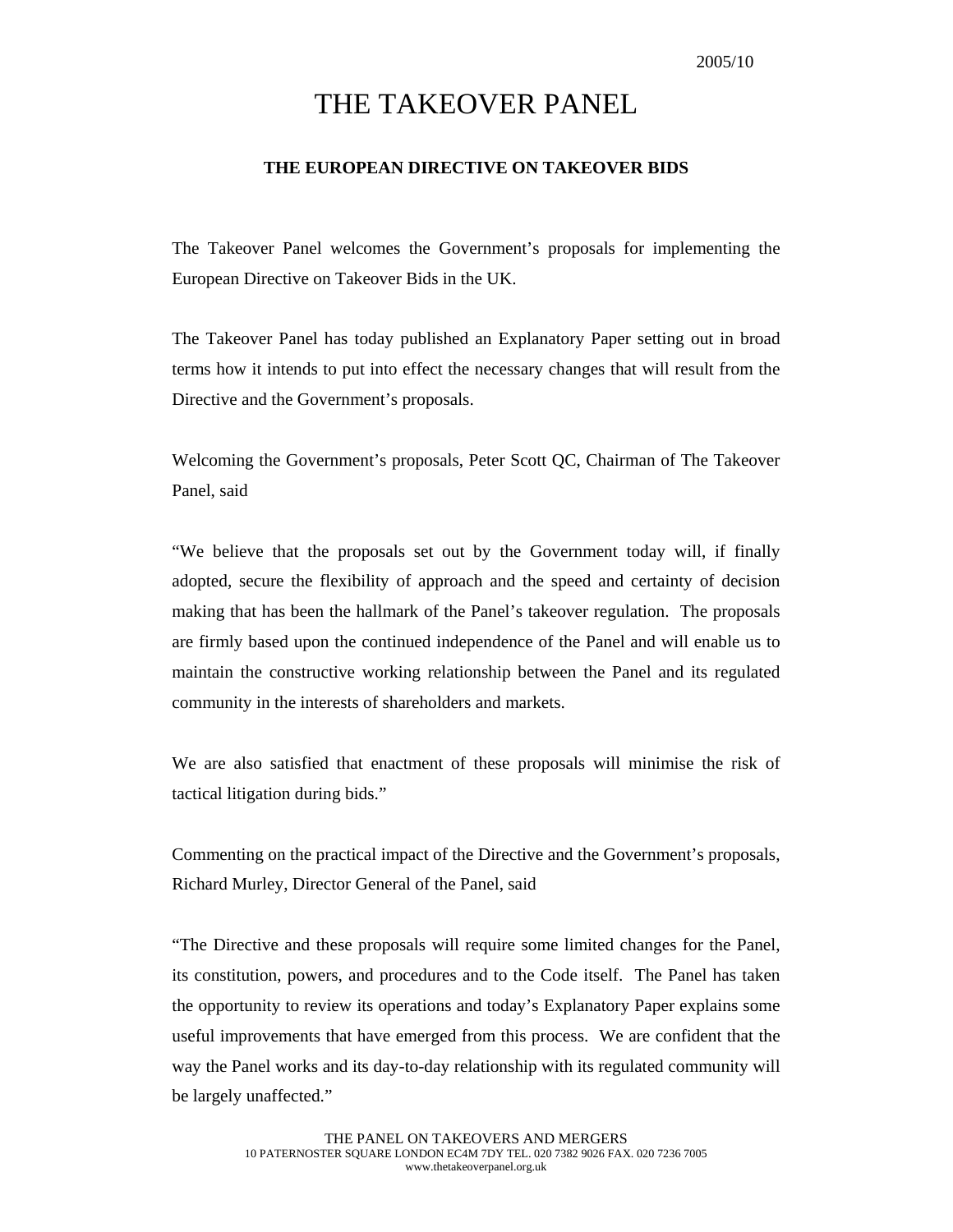2005/10

# THE TAKEOVER PANEL

## THE EUROPEAN DIRECTIVE ON TAKEOVER BIDS

The Takeover Panel welcomes the Government's proposals for implementing the European Directive on Takeover Bids in the UK.

The Takeover Panel has today published an Explanatory Paper setting out in broad terms how it intends to put into effect the necessary changes that will result from the Directive and the Government's proposals.

Welcoming the Government's proposals, Peter Scott QC, Chairman of The Takeover Panel, said

"We believe that the proposals set out by the Government today will, if finally adopted, secure the flexibility of approach and the speed and certainty of decision making that has been the hallmark of the Panel's takeover regulation. The proposals are firmly based upon the continued independence of the Panel and will enable us to maintain the constructive working relationship between the Panel and its regulated community in the interests of shareholders and markets.

We are also satisfied that enactment of these proposals will minimise the risk of tactical litigation during bids."

Commenting on the practical impact of the Directive and the Government's proposals, Richard Murley, Director General of the Panel, said

"The Directive and these proposals will require some limited changes for the Panel, its constitution, powers, and procedures and to the Code itself. The Panel has taken the opportunity to review its operations and today's Explanatory Paper explains some useful improvements that have emerged from this process. We are confident that the way the Panel works and its day-to-day relationship with its regulated community will be largely unaffected."

THE PANEL ON TAKEOVERS AND MERGERS
10 PATERNOSTER SQUARE LONDON EC4M 7DY TEL. 020 7382 9026 FAX. 020 7236 7005
www.thetakeoverpanel.org.uk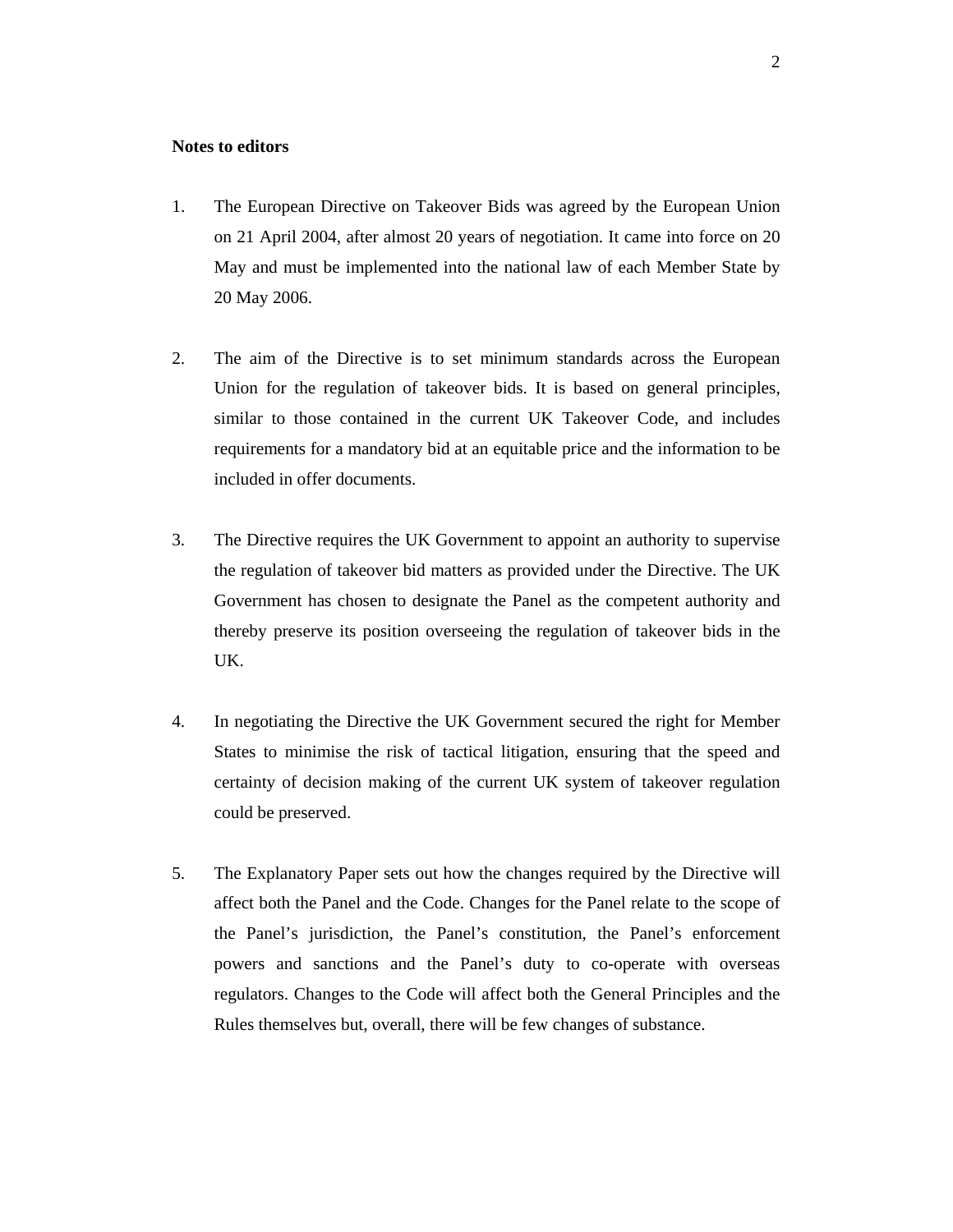**Notes to editors**

1. The European Directive on Takeover Bids was agreed by the European Union on 21 April 2004, after almost 20 years of negotiation. It came into force on 20 May and must be implemented into the national law of each Member State by 20 May 2006.

2. The aim of the Directive is to set minimum standards across the European Union for the regulation of takeover bids. It is based on general principles, similar to those contained in the current UK Takeover Code, and includes requirements for a mandatory bid at an equitable price and the information to be included in offer documents.

3. The Directive requires the UK Government to appoint an authority to supervise the regulation of takeover bid matters as provided under the Directive. The UK Government has chosen to designate the Panel as the competent authority and thereby preserve its position overseeing the regulation of takeover bids in the UK.

4. In negotiating the Directive the UK Government secured the right for Member States to minimise the risk of tactical litigation, ensuring that the speed and certainty of decision making of the current UK system of takeover regulation could be preserved.

5. The Explanatory Paper sets out how the changes required by the Directive will affect both the Panel and the Code. Changes for the Panel relate to the scope of the Panel's jurisdiction, the Panel's constitution, the Panel's enforcement powers and sanctions and the Panel's duty to co-operate with overseas regulators. Changes to the Code will affect both the General Principles and the Rules themselves but, overall, there will be few changes of substance.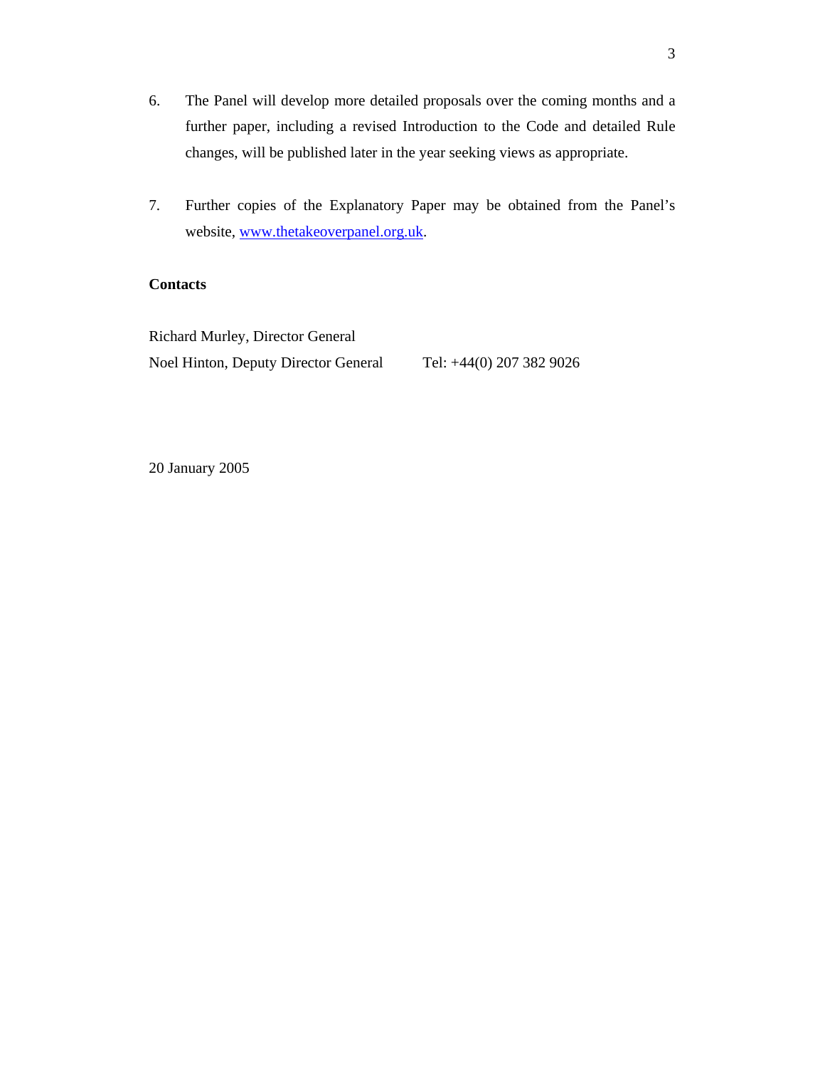6. The Panel will develop more detailed proposals over the coming months and a further paper, including a revised Introduction to the Code and detailed Rule changes, will be published later in the year seeking views as appropriate.

7. Further copies of the Explanatory Paper may be obtained from the Panel's website, [www.thetakeoverpanel.org.uk](http://www.thetakeoverpanel.org.uk).

**Contacts**

Richard Murley, Director General
Noel Hinton, Deputy Director General Tel: +44(0) 207 382 9026

20 January 2005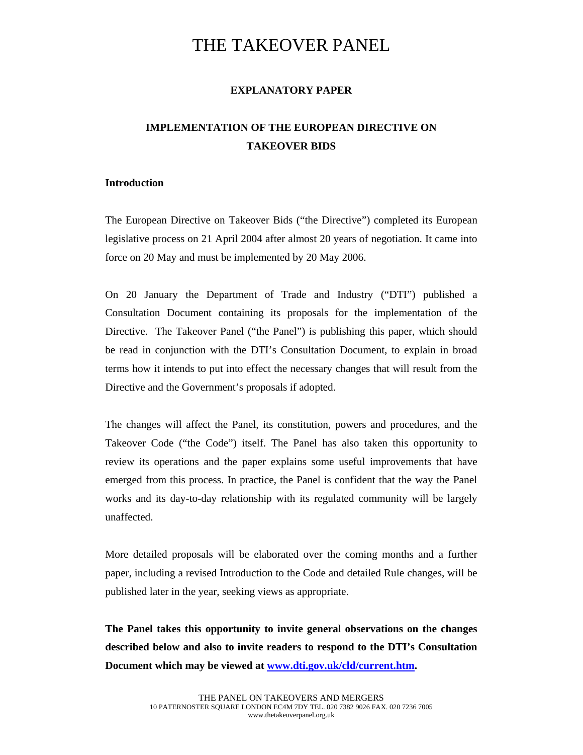# THE TAKEOVER PANEL

**EXPLANATORY PAPER**

**IMPLEMENTATION OF THE EUROPEAN DIRECTIVE ON TAKEOVER BIDS**

**Introduction**

The European Directive on Takeover Bids ("the Directive") completed its European legislative process on 21 April 2004 after almost 20 years of negotiation. It came into force on 20 May and must be implemented by 20 May 2006.

On 20 January the Department of Trade and Industry ("DTI") published a Consultation Document containing its proposals for the implementation of the Directive. The Takeover Panel ("the Panel") is publishing this paper, which should be read in conjunction with the DTI's Consultation Document, to explain in broad terms how it intends to put into effect the necessary changes that will result from the Directive and the Government's proposals if adopted.

The changes will affect the Panel, its constitution, powers and procedures, and the Takeover Code ("the Code") itself. The Panel has also taken this opportunity to review its operations and the paper explains some useful improvements that have emerged from this process. In practice, the Panel is confident that the way the Panel works and its day-to-day relationship with its regulated community will be largely unaffected.

More detailed proposals will be elaborated over the coming months and a further paper, including a revised Introduction to the Code and detailed Rule changes, will be published later in the year, seeking views as appropriate.

**The Panel takes this opportunity to invite general observations on the changes described below and also to invite readers to respond to the DTI's Consultation Document which may be viewed at [www.dti.gov.uk/cld/current.htm](www.dti.gov.uk/cld/current.htm).**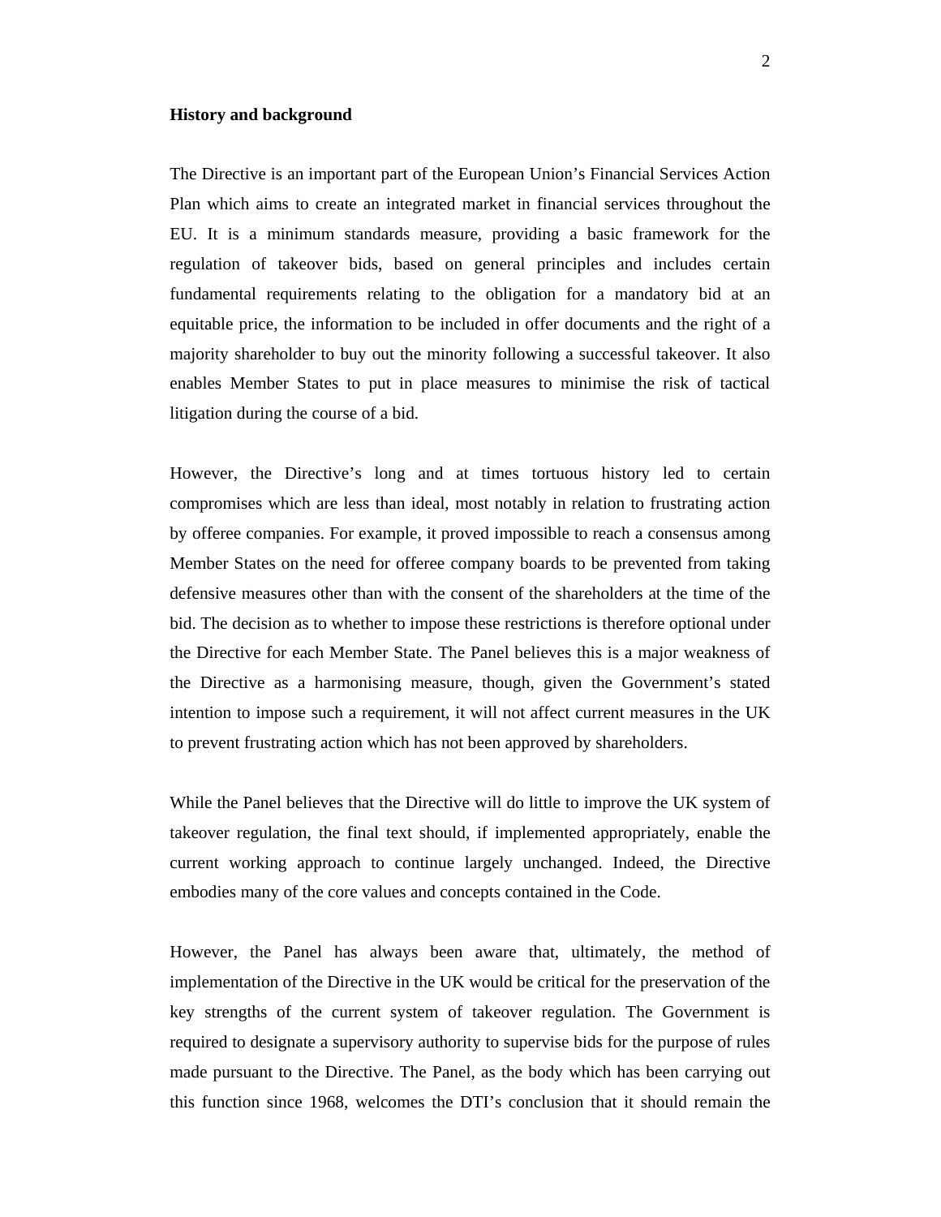**History and background**

The Directive is an important part of the European Union's Financial Services Action Plan which aims to create an integrated market in financial services throughout the EU. It is a minimum standards measure, providing a basic framework for the regulation of takeover bids, based on general principles and includes certain fundamental requirements relating to the obligation for a mandatory bid at an equitable price, the information to be included in offer documents and the right of a majority shareholder to buy out the minority following a successful takeover. It also enables Member States to put in place measures to minimise the risk of tactical litigation during the course of a bid.

However, the Directive's long and at times tortuous history led to certain compromises which are less than ideal, most notably in relation to frustrating action by offeree companies. For example, it proved impossible to reach a consensus among Member States on the need for offeree company boards to be prevented from taking defensive measures other than with the consent of the shareholders at the time of the bid. The decision as to whether to impose these restrictions is therefore optional under the Directive for each Member State. The Panel believes this is a major weakness of the Directive as a harmonising measure, though, given the Government's stated intention to impose such a requirement, it will not affect current measures in the UK to prevent frustrating action which has not been approved by shareholders.

While the Panel believes that the Directive will do little to improve the UK system of takeover regulation, the final text should, if implemented appropriately, enable the current working approach to continue largely unchanged. Indeed, the Directive embodies many of the core values and concepts contained in the Code.

However, the Panel has always been aware that, ultimately, the method of implementation of the Directive in the UK would be critical for the preservation of the key strengths of the current system of takeover regulation. The Government is required to designate a supervisory authority to supervise bids for the purpose of rules made pursuant to the Directive. The Panel, as the body which has been carrying out this function since 1968, welcomes the DTI's conclusion that it should remain the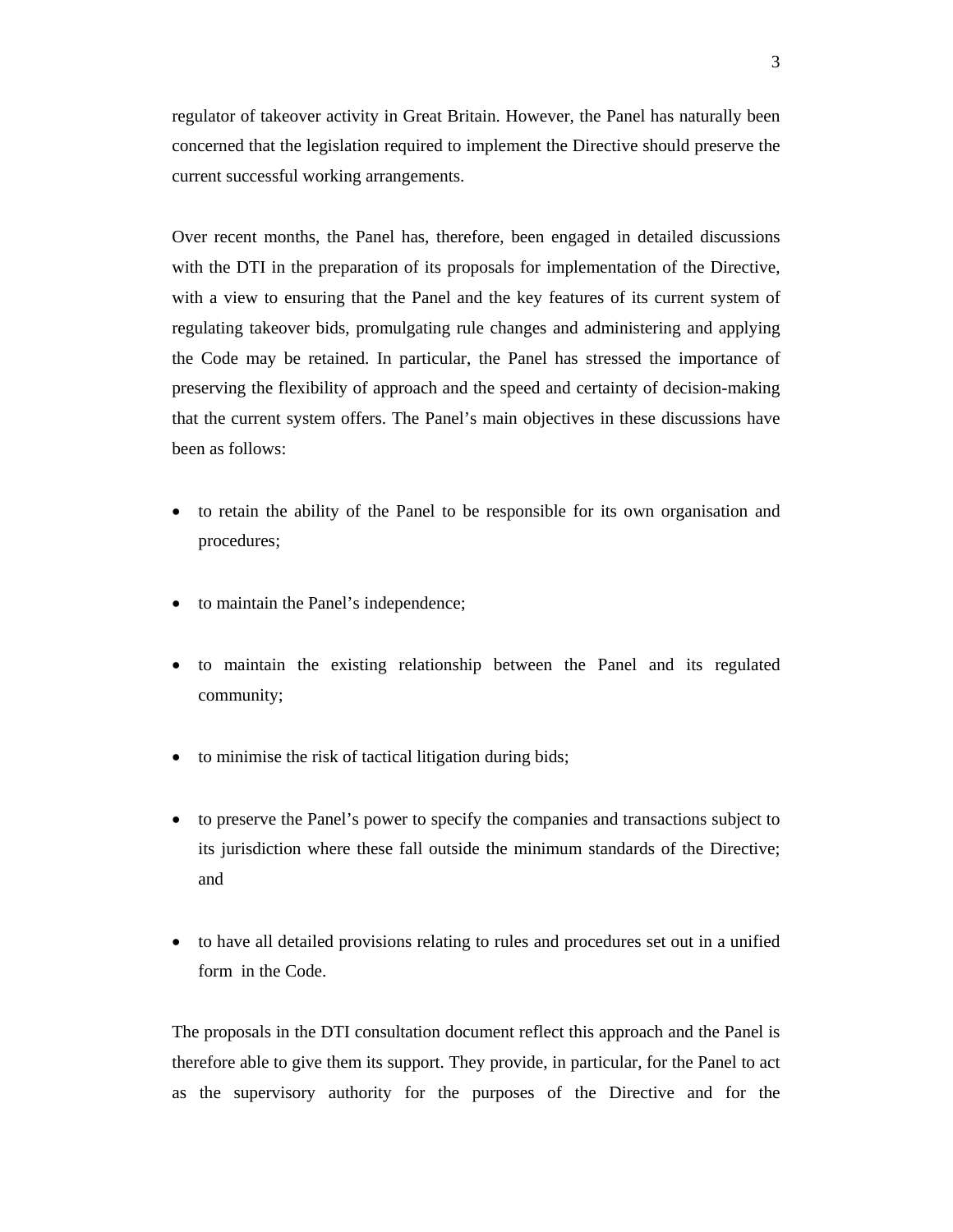regulator of takeover activity in Great Britain. However, the Panel has naturally been concerned that the legislation required to implement the Directive should preserve the current successful working arrangements.

Over recent months, the Panel has, therefore, been engaged in detailed discussions with the DTI in the preparation of its proposals for implementation of the Directive, with a view to ensuring that the Panel and the key features of its current system of regulating takeover bids, promulgating rule changes and administering and applying the Code may be retained. In particular, the Panel has stressed the importance of preserving the flexibility of approach and the speed and certainty of decision-making that the current system offers. The Panel's main objectives in these discussions have been as follows:

- to retain the ability of the Panel to be responsible for its own organisation and procedures;
- to maintain the Panel's independence;
- to maintain the existing relationship between the Panel and its regulated community;
- to minimise the risk of tactical litigation during bids;
- to preserve the Panel's power to specify the companies and transactions subject to its jurisdiction where these fall outside the minimum standards of the Directive; and
- to have all detailed provisions relating to rules and procedures set out in a unified form in the Code.

The proposals in the DTI consultation document reflect this approach and the Panel is therefore able to give them its support. They provide, in particular, for the Panel to act as the supervisory authority for the purposes of the Directive and for the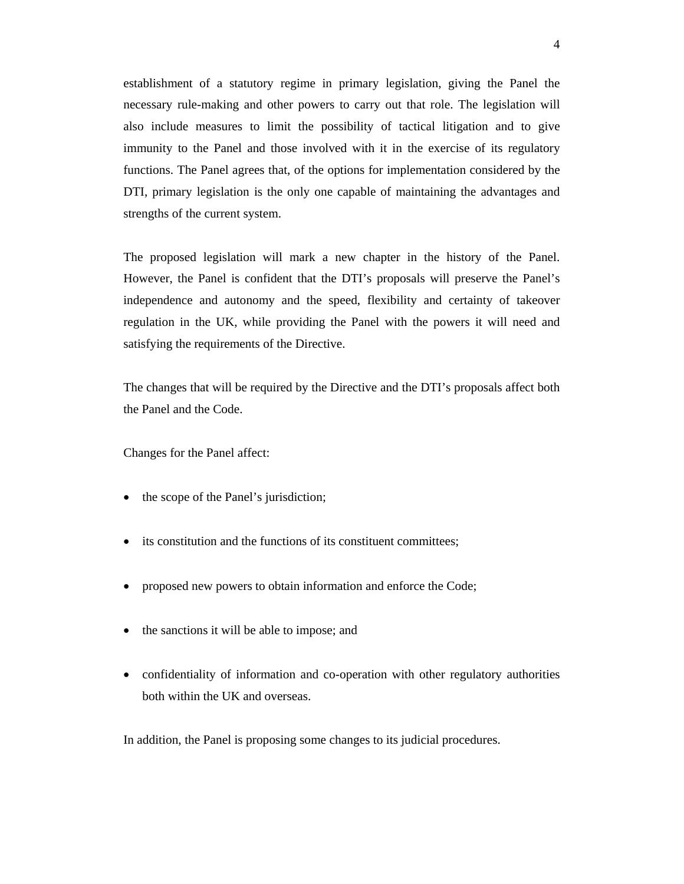establishment of a statutory regime in primary legislation, giving the Panel the necessary rule-making and other powers to carry out that role. The legislation will also include measures to limit the possibility of tactical litigation and to give immunity to the Panel and those involved with it in the exercise of its regulatory functions. The Panel agrees that, of the options for implementation considered by the DTI, primary legislation is the only one capable of maintaining the advantages and strengths of the current system.

The proposed legislation will mark a new chapter in the history of the Panel. However, the Panel is confident that the DTI's proposals will preserve the Panel's independence and autonomy and the speed, flexibility and certainty of takeover regulation in the UK, while providing the Panel with the powers it will need and satisfying the requirements of the Directive.

The changes that will be required by the Directive and the DTI's proposals affect both the Panel and the Code.

Changes for the Panel affect:

- the scope of the Panel's jurisdiction;
- its constitution and the functions of its constituent committees;
- proposed new powers to obtain information and enforce the Code;
- the sanctions it will be able to impose; and
- confidentiality of information and co-operation with other regulatory authorities both within the UK and overseas.

In addition, the Panel is proposing some changes to its judicial procedures.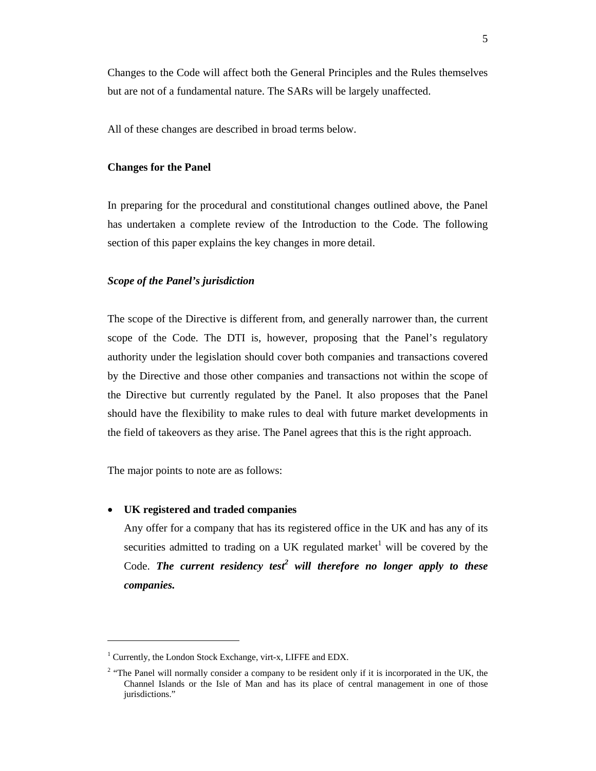Changes to the Code will affect both the General Principles and the Rules themselves but are not of a fundamental nature. The SARs will be largely unaffected.

All of these changes are described in broad terms below.

**Changes for the Panel**

In preparing for the procedural and constitutional changes outlined above, the Panel has undertaken a complete review of the Introduction to the Code. The following section of this paper explains the key changes in more detail.

***Scope of the Panel's jurisdiction***

The scope of the Directive is different from, and generally narrower than, the current scope of the Code. The DTI is, however, proposing that the Panel's regulatory authority under the legislation should cover both companies and transactions covered by the Directive and those other companies and transactions not within the scope of the Directive but currently regulated by the Panel. It also proposes that the Panel should have the flexibility to make rules to deal with future market developments in the field of takeovers as they arise. The Panel agrees that this is the right approach.

The major points to note are as follows:

- **UK registered and traded companies**
  Any offer for a company that has its registered office in the UK and has any of its securities admitted to trading on a UK regulated market[1] will be covered by the Code. ***The current residency test[2] will therefore no longer apply to these companies.***

---

[1] Currently, the London Stock Exchange, virt-x, LIFFE and EDX.

[2] "The Panel will normally consider a company to be resident only if it is incorporated in the UK, the Channel Islands or the Isle of Man and has its place of central management in one of those jurisdictions."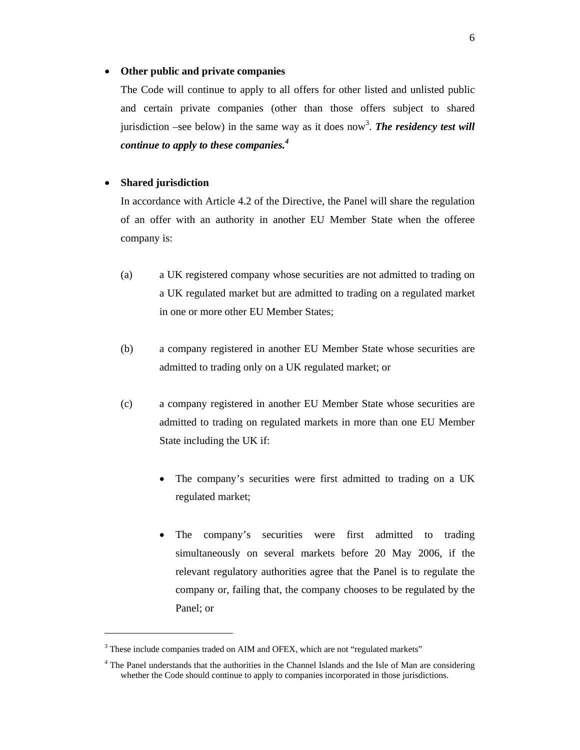- **Other public and private companies**

  The Code will continue to apply to all offers for other listed and unlisted public and certain private companies (other than those offers subject to shared jurisdiction –see below) in the same way as it does now[3]. ***The residency test will continue to apply to these companies.***[4]

- **Shared jurisdiction**

  In accordance with Article 4.2 of the Directive, the Panel will share the regulation of an offer with an authority in another EU Member State when the offeree company is:

  (a) a UK registered company whose securities are not admitted to trading on a UK regulated market but are admitted to trading on a regulated market in one or more other EU Member States;

  (b) a company registered in another EU Member State whose securities are admitted to trading only on a UK regulated market; or

  (c) a company registered in another EU Member State whose securities are admitted to trading on regulated markets in more than one EU Member State including the UK if:

    - The company's securities were first admitted to trading on a UK regulated market;

    - The company's securities were first admitted to trading simultaneously on several markets before 20 May 2006, if the relevant regulatory authorities agree that the Panel is to regulate the company or, failing that, the company chooses to be regulated by the Panel; or

---

[3] These include companies traded on AIM and OFEX, which are not "regulated markets"

[4] The Panel understands that the authorities in the Channel Islands and the Isle of Man are considering whether the Code should continue to apply to companies incorporated in those jurisdictions.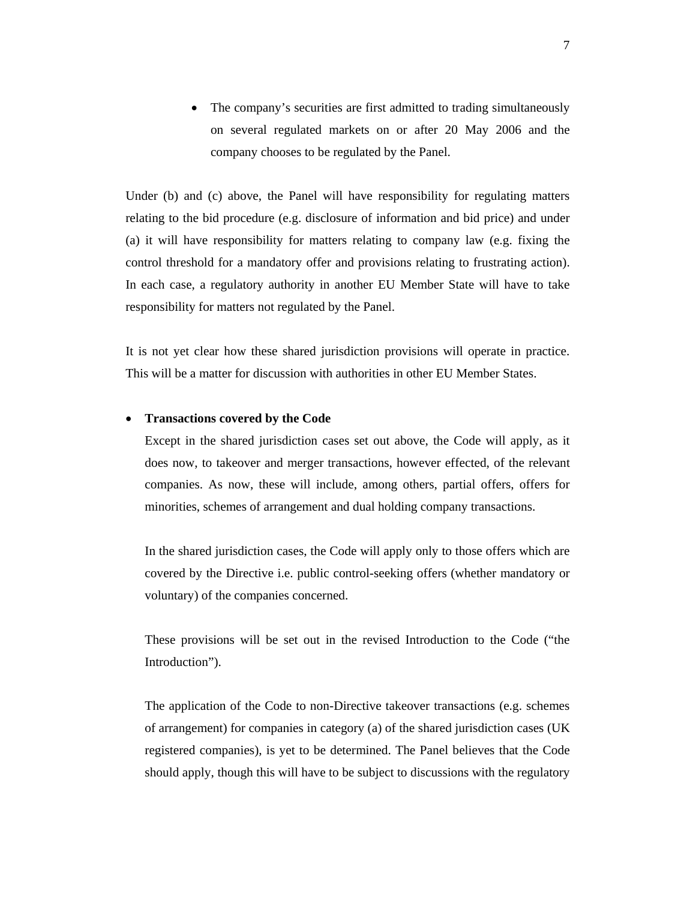- The company's securities are first admitted to trading simultaneously on several regulated markets on or after 20 May 2006 and the company chooses to be regulated by the Panel.

Under (b) and (c) above, the Panel will have responsibility for regulating matters relating to the bid procedure (e.g. disclosure of information and bid price) and under (a) it will have responsibility for matters relating to company law (e.g. fixing the control threshold for a mandatory offer and provisions relating to frustrating action). In each case, a regulatory authority in another EU Member State will have to take responsibility for matters not regulated by the Panel.

It is not yet clear how these shared jurisdiction provisions will operate in practice. This will be a matter for discussion with authorities in other EU Member States.

- **Transactions covered by the Code**

  Except in the shared jurisdiction cases set out above, the Code will apply, as it does now, to takeover and merger transactions, however effected, of the relevant companies. As now, these will include, among others, partial offers, offers for minorities, schemes of arrangement and dual holding company transactions.

  In the shared jurisdiction cases, the Code will apply only to those offers which are covered by the Directive i.e. public control-seeking offers (whether mandatory or voluntary) of the companies concerned.

  These provisions will be set out in the revised Introduction to the Code ("the Introduction").

  The application of the Code to non-Directive takeover transactions (e.g. schemes of arrangement) for companies in category (a) of the shared jurisdiction cases (UK registered companies), is yet to be determined. The Panel believes that the Code should apply, though this will have to be subject to discussions with the regulatory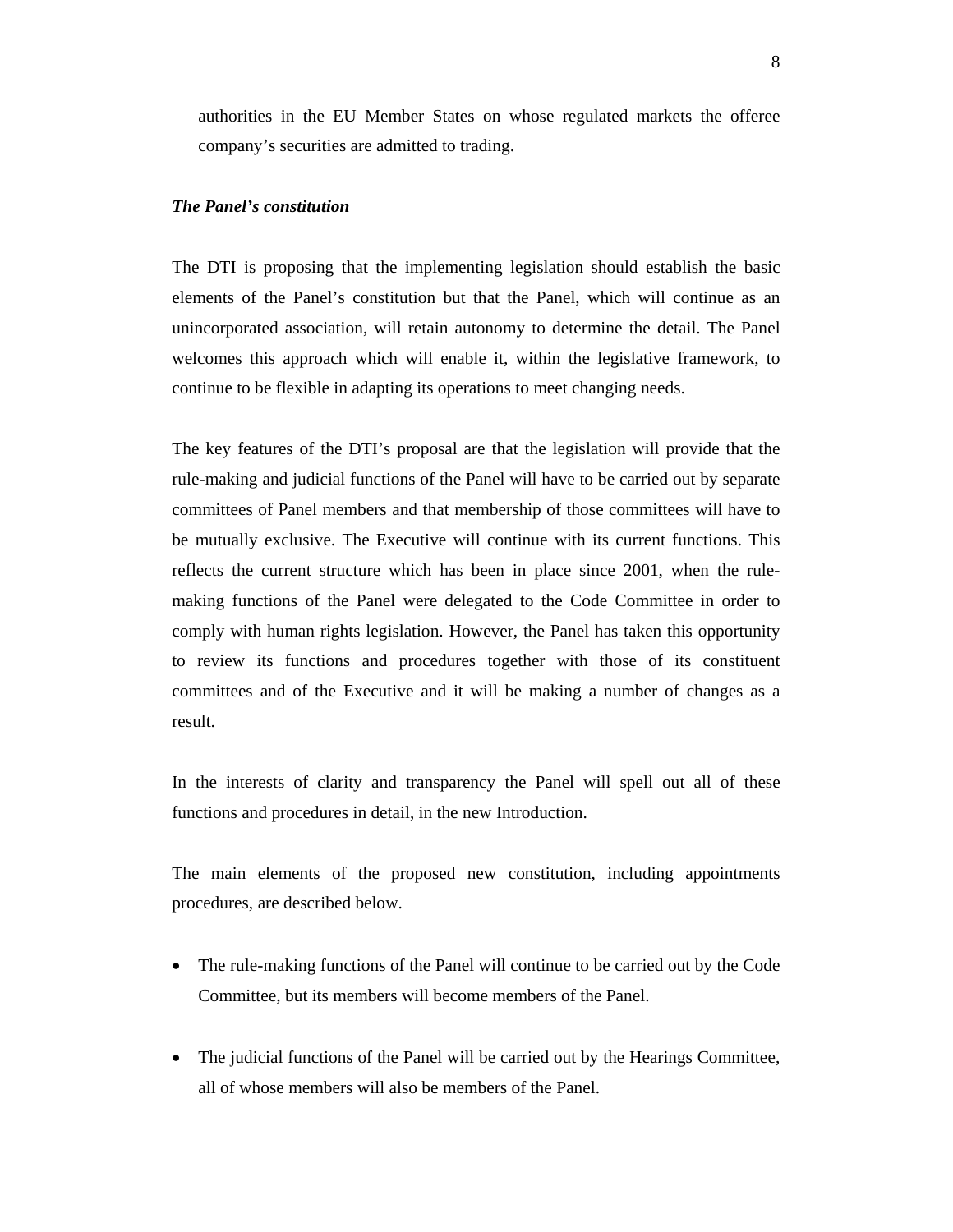authorities in the EU Member States on whose regulated markets the offeree company's securities are admitted to trading.

***The Panel's constitution***

The DTI is proposing that the implementing legislation should establish the basic elements of the Panel's constitution but that the Panel, which will continue as an unincorporated association, will retain autonomy to determine the detail. The Panel welcomes this approach which will enable it, within the legislative framework, to continue to be flexible in adapting its operations to meet changing needs.

The key features of the DTI's proposal are that the legislation will provide that the rule-making and judicial functions of the Panel will have to be carried out by separate committees of Panel members and that membership of those committees will have to be mutually exclusive. The Executive will continue with its current functions. This reflects the current structure which has been in place since 2001, when the rule-making functions of the Panel were delegated to the Code Committee in order to comply with human rights legislation. However, the Panel has taken this opportunity to review its functions and procedures together with those of its constituent committees and of the Executive and it will be making a number of changes as a result.

In the interests of clarity and transparency the Panel will spell out all of these functions and procedures in detail, in the new Introduction.

The main elements of the proposed new constitution, including appointments procedures, are described below.

- The rule-making functions of the Panel will continue to be carried out by the Code Committee, but its members will become members of the Panel.

- The judicial functions of the Panel will be carried out by the Hearings Committee, all of whose members will also be members of the Panel.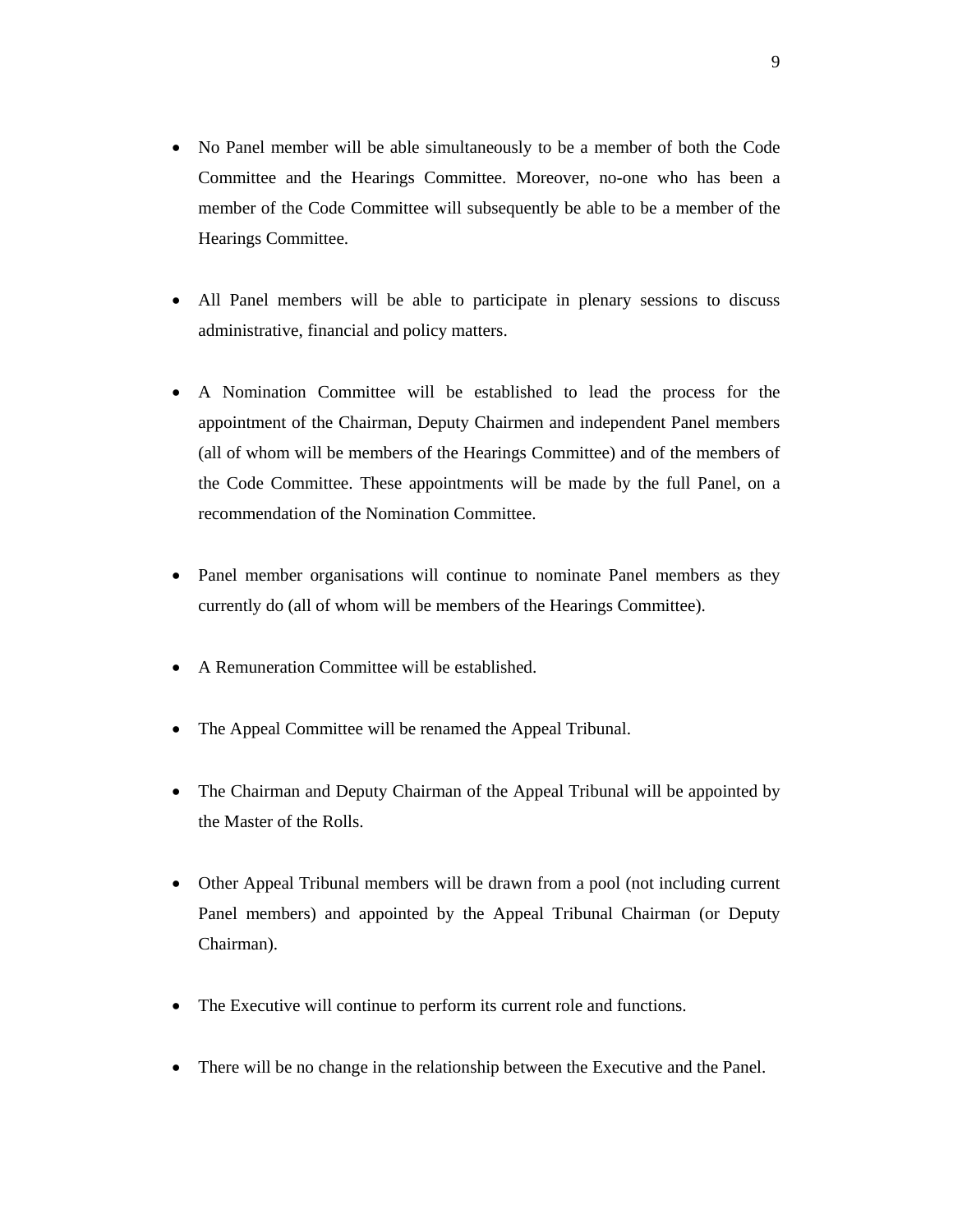- No Panel member will be able simultaneously to be a member of both the Code Committee and the Hearings Committee. Moreover, no-one who has been a member of the Code Committee will subsequently be able to be a member of the Hearings Committee.

- All Panel members will be able to participate in plenary sessions to discuss administrative, financial and policy matters.

- A Nomination Committee will be established to lead the process for the appointment of the Chairman, Deputy Chairmen and independent Panel members (all of whom will be members of the Hearings Committee) and of the members of the Code Committee. These appointments will be made by the full Panel, on a recommendation of the Nomination Committee.

- Panel member organisations will continue to nominate Panel members as they currently do (all of whom will be members of the Hearings Committee).

- A Remuneration Committee will be established.

- The Appeal Committee will be renamed the Appeal Tribunal.

- The Chairman and Deputy Chairman of the Appeal Tribunal will be appointed by the Master of the Rolls.

- Other Appeal Tribunal members will be drawn from a pool (not including current Panel members) and appointed by the Appeal Tribunal Chairman (or Deputy Chairman).

- The Executive will continue to perform its current role and functions.

- There will be no change in the relationship between the Executive and the Panel.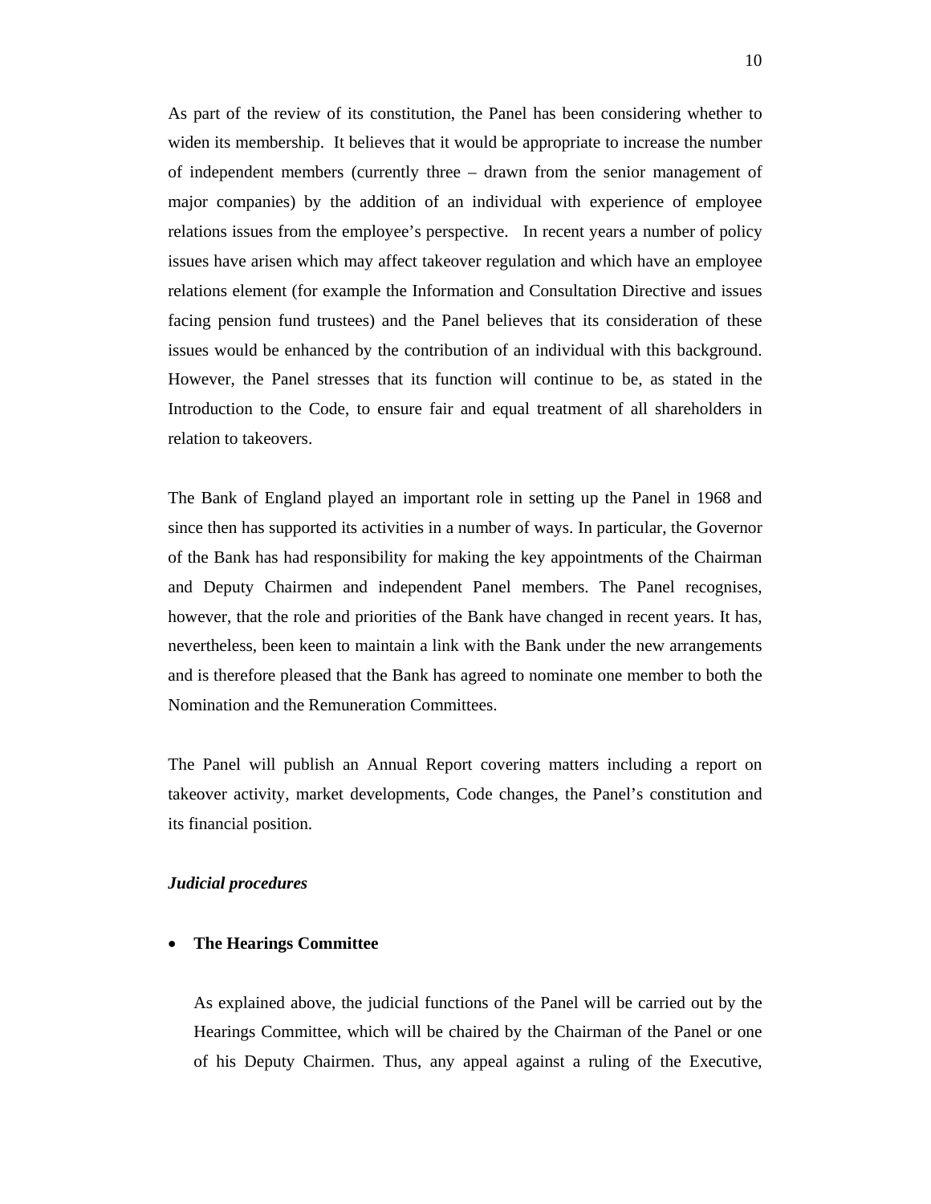As part of the review of its constitution, the Panel has been considering whether to widen its membership. It believes that it would be appropriate to increase the number of independent members (currently three – drawn from the senior management of major companies) by the addition of an individual with experience of employee relations issues from the employee's perspective. In recent years a number of policy issues have arisen which may affect takeover regulation and which have an employee relations element (for example the Information and Consultation Directive and issues facing pension fund trustees) and the Panel believes that its consideration of these issues would be enhanced by the contribution of an individual with this background. However, the Panel stresses that its function will continue to be, as stated in the Introduction to the Code, to ensure fair and equal treatment of all shareholders in relation to takeovers.

The Bank of England played an important role in setting up the Panel in 1968 and since then has supported its activities in a number of ways. In particular, the Governor of the Bank has had responsibility for making the key appointments of the Chairman and Deputy Chairmen and independent Panel members. The Panel recognises, however, that the role and priorities of the Bank have changed in recent years. It has, nevertheless, been keen to maintain a link with the Bank under the new arrangements and is therefore pleased that the Bank has agreed to nominate one member to both the Nomination and the Remuneration Committees.

The Panel will publish an Annual Report covering matters including a report on takeover activity, market developments, Code changes, the Panel's constitution and its financial position.

***Judicial procedures***

- **The Hearings Committee**

  As explained above, the judicial functions of the Panel will be carried out by the Hearings Committee, which will be chaired by the Chairman of the Panel or one of his Deputy Chairmen. Thus, any appeal against a ruling of the Executive,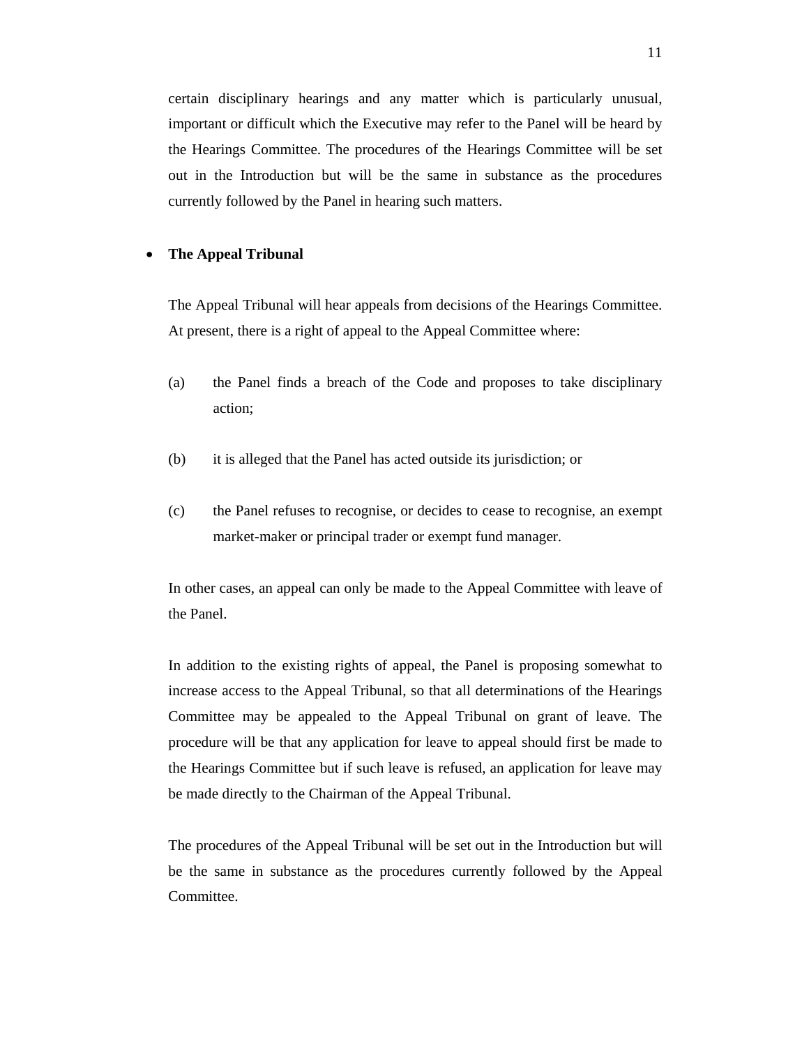certain disciplinary hearings and any matter which is particularly unusual, important or difficult which the Executive may refer to the Panel will be heard by the Hearings Committee. The procedures of the Hearings Committee will be set out in the Introduction but will be the same in substance as the procedures currently followed by the Panel in hearing such matters.

- **The Appeal Tribunal**

  The Appeal Tribunal will hear appeals from decisions of the Hearings Committee. At present, there is a right of appeal to the Appeal Committee where:

  (a) the Panel finds a breach of the Code and proposes to take disciplinary action;

  (b) it is alleged that the Panel has acted outside its jurisdiction; or

  (c) the Panel refuses to recognise, or decides to cease to recognise, an exempt market-maker or principal trader or exempt fund manager.

  In other cases, an appeal can only be made to the Appeal Committee with leave of the Panel.

  In addition to the existing rights of appeal, the Panel is proposing somewhat to increase access to the Appeal Tribunal, so that all determinations of the Hearings Committee may be appealed to the Appeal Tribunal on grant of leave. The procedure will be that any application for leave to appeal should first be made to the Hearings Committee but if such leave is refused, an application for leave may be made directly to the Chairman of the Appeal Tribunal.

  The procedures of the Appeal Tribunal will be set out in the Introduction but will be the same in substance as the procedures currently followed by the Appeal Committee.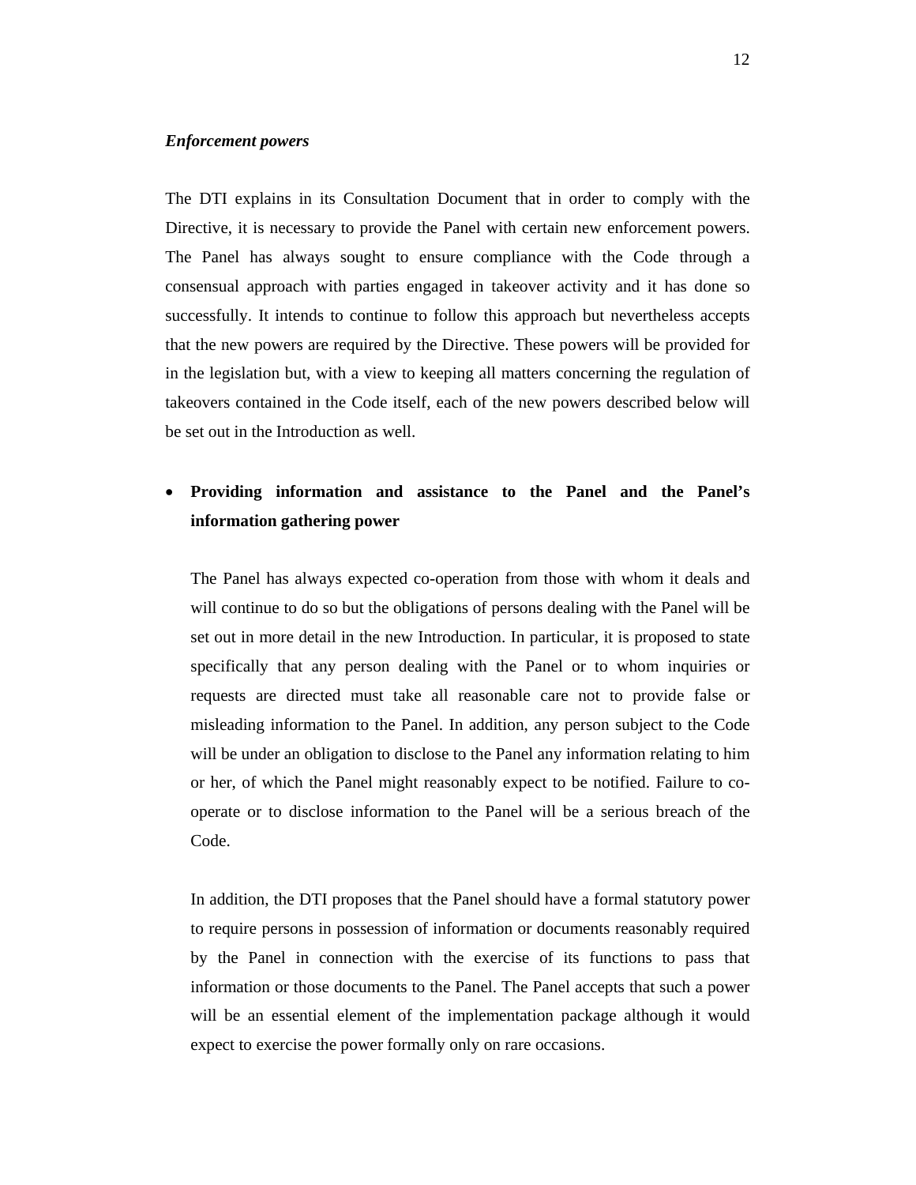***Enforcement powers***

The DTI explains in its Consultation Document that in order to comply with the Directive, it is necessary to provide the Panel with certain new enforcement powers. The Panel has always sought to ensure compliance with the Code through a consensual approach with parties engaged in takeover activity and it has done so successfully. It intends to continue to follow this approach but nevertheless accepts that the new powers are required by the Directive. These powers will be provided for in the legislation but, with a view to keeping all matters concerning the regulation of takeovers contained in the Code itself, each of the new powers described below will be set out in the Introduction as well.

- **Providing information and assistance to the Panel and the Panel's information gathering power**

  The Panel has always expected co-operation from those with whom it deals and will continue to do so but the obligations of persons dealing with the Panel will be set out in more detail in the new Introduction. In particular, it is proposed to state specifically that any person dealing with the Panel or to whom inquiries or requests are directed must take all reasonable care not to provide false or misleading information to the Panel. In addition, any person subject to the Code will be under an obligation to disclose to the Panel any information relating to him or her, of which the Panel might reasonably expect to be notified. Failure to co-operate or to disclose information to the Panel will be a serious breach of the Code.

  In addition, the DTI proposes that the Panel should have a formal statutory power to require persons in possession of information or documents reasonably required by the Panel in connection with the exercise of its functions to pass that information or those documents to the Panel. The Panel accepts that such a power will be an essential element of the implementation package although it would expect to exercise the power formally only on rare occasions.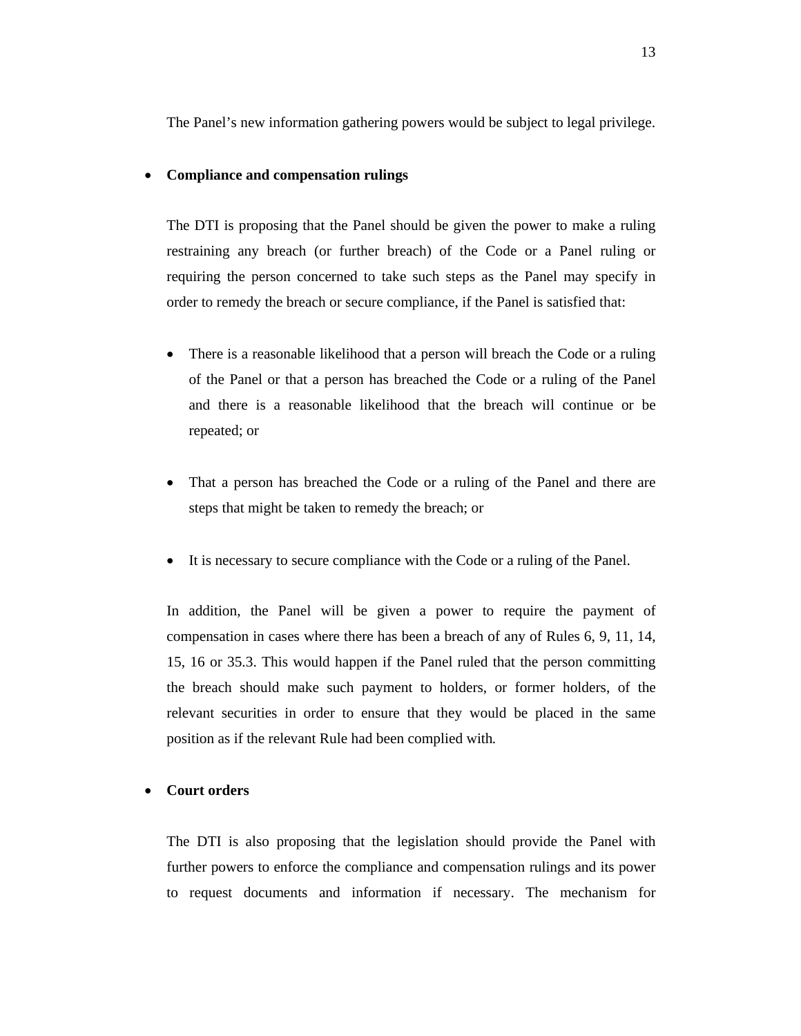The Panel's new information gathering powers would be subject to legal privilege.

- **Compliance and compensation rulings**

  The DTI is proposing that the Panel should be given the power to make a ruling restraining any breach (or further breach) of the Code or a Panel ruling or requiring the person concerned to take such steps as the Panel may specify in order to remedy the breach or secure compliance, if the Panel is satisfied that:

  - There is a reasonable likelihood that a person will breach the Code or a ruling of the Panel or that a person has breached the Code or a ruling of the Panel and there is a reasonable likelihood that the breach will continue or be repeated; or

  - That a person has breached the Code or a ruling of the Panel and there are steps that might be taken to remedy the breach; or

  - It is necessary to secure compliance with the Code or a ruling of the Panel.

  In addition, the Panel will be given a power to require the payment of compensation in cases where there has been a breach of any of Rules 6, 9, 11, 14, 15, 16 or 35.3. This would happen if the Panel ruled that the person committing the breach should make such payment to holders, or former holders, of the relevant securities in order to ensure that they would be placed in the same position as if the relevant Rule had been complied with.

- **Court orders**

  The DTI is also proposing that the legislation should provide the Panel with further powers to enforce the compliance and compensation rulings and its power to request documents and information if necessary. The mechanism for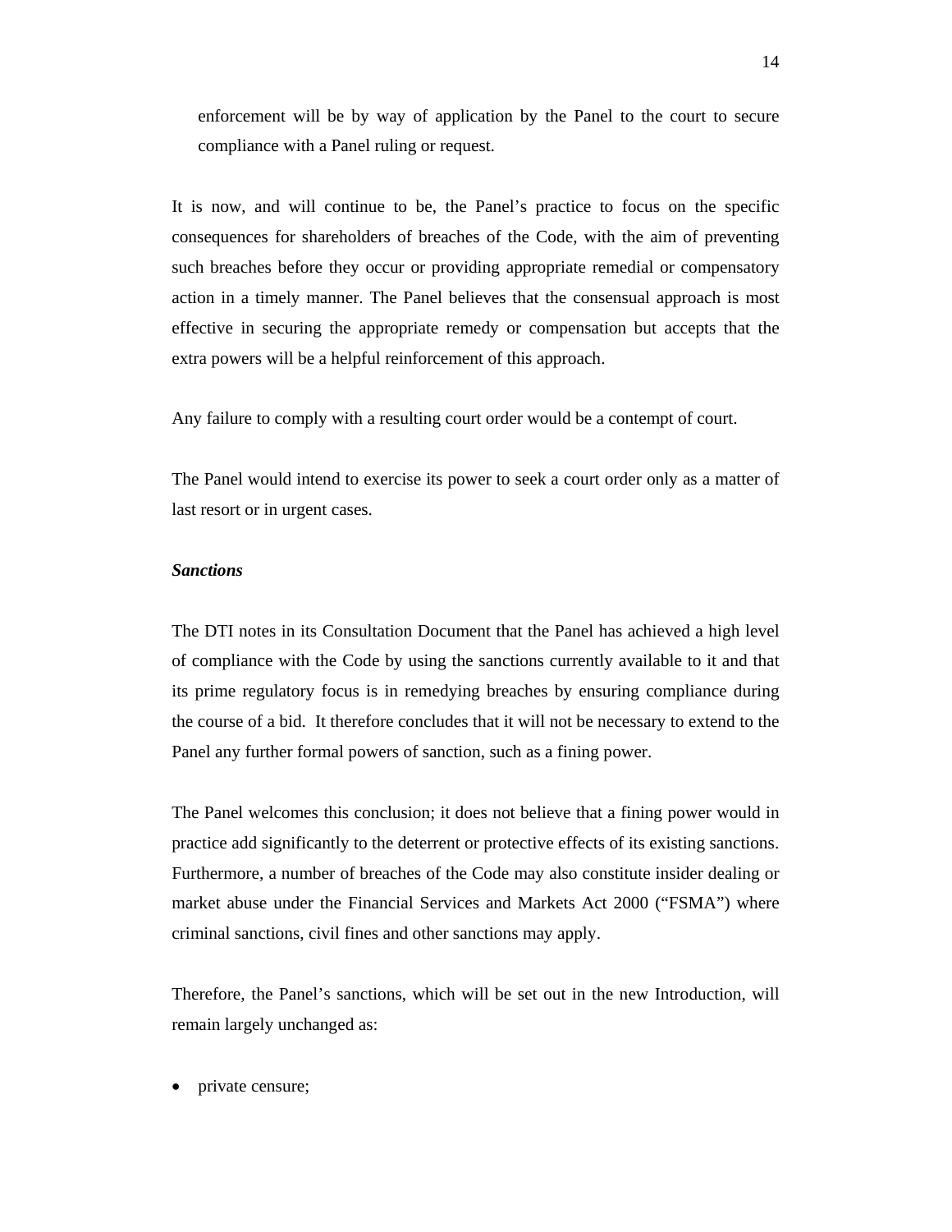enforcement will be by way of application by the Panel to the court to secure compliance with a Panel ruling or request.

It is now, and will continue to be, the Panel's practice to focus on the specific consequences for shareholders of breaches of the Code, with the aim of preventing such breaches before they occur or providing appropriate remedial or compensatory action in a timely manner. The Panel believes that the consensual approach is most effective in securing the appropriate remedy or compensation but accepts that the extra powers will be a helpful reinforcement of this approach.

Any failure to comply with a resulting court order would be a contempt of court.

The Panel would intend to exercise its power to seek a court order only as a matter of last resort or in urgent cases.

***Sanctions***

The DTI notes in its Consultation Document that the Panel has achieved a high level of compliance with the Code by using the sanctions currently available to it and that its prime regulatory focus is in remedying breaches by ensuring compliance during the course of a bid. It therefore concludes that it will not be necessary to extend to the Panel any further formal powers of sanction, such as a fining power.

The Panel welcomes this conclusion; it does not believe that a fining power would in practice add significantly to the deterrent or protective effects of its existing sanctions. Furthermore, a number of breaches of the Code may also constitute insider dealing or market abuse under the Financial Services and Markets Act 2000 ("FSMA") where criminal sanctions, civil fines and other sanctions may apply.

Therefore, the Panel's sanctions, which will be set out in the new Introduction, will remain largely unchanged as:

- private censure;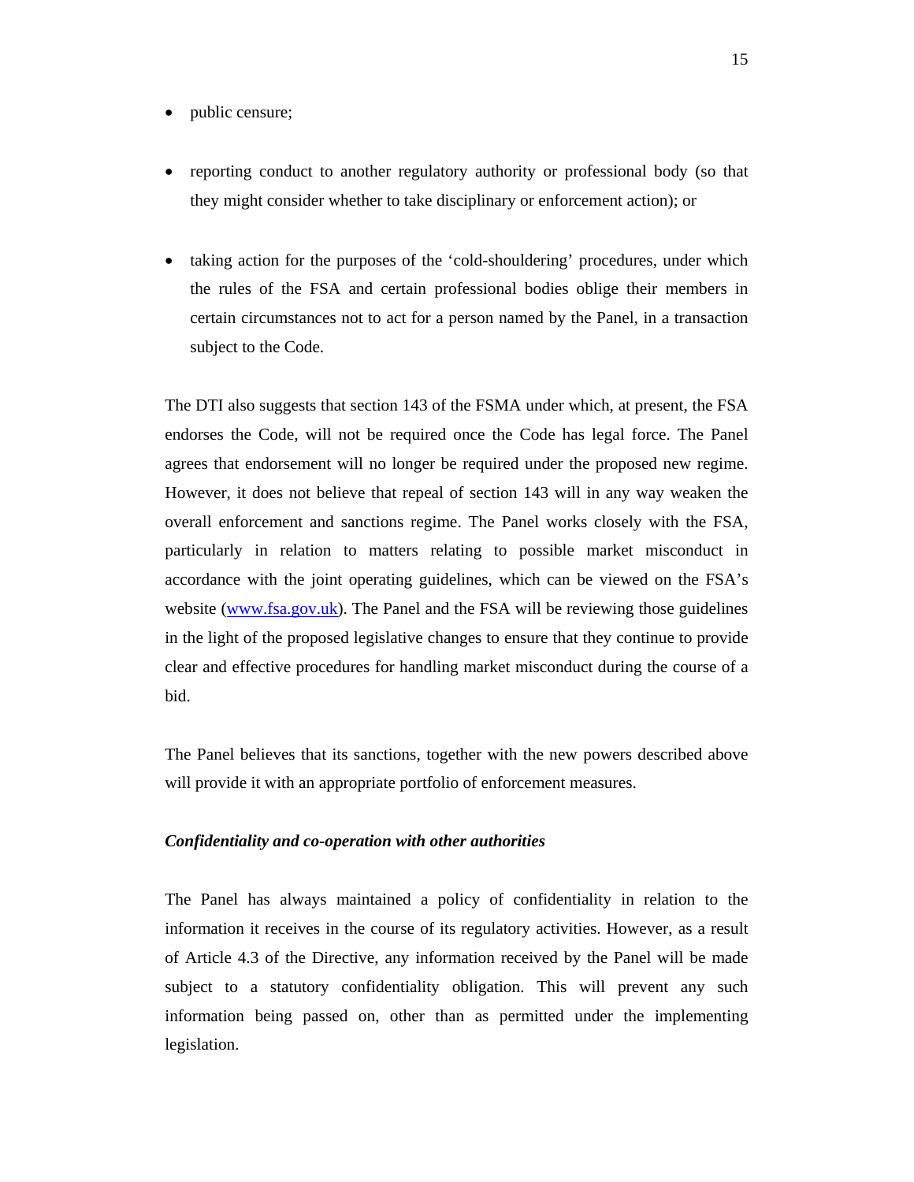- public censure;
- reporting conduct to another regulatory authority or professional body (so that they might consider whether to take disciplinary or enforcement action); or
- taking action for the purposes of the 'cold-shouldering' procedures, under which the rules of the FSA and certain professional bodies oblige their members in certain circumstances not to act for a person named by the Panel, in a transaction subject to the Code.

The DTI also suggests that section 143 of the FSMA under which, at present, the FSA endorses the Code, will not be required once the Code has legal force. The Panel agrees that endorsement will no longer be required under the proposed new regime. However, it does not believe that repeal of section 143 will in any way weaken the overall enforcement and sanctions regime. The Panel works closely with the FSA, particularly in relation to matters relating to possible market misconduct in accordance with the joint operating guidelines, which can be viewed on the FSA's website (www.fsa.gov.uk). The Panel and the FSA will be reviewing those guidelines in the light of the proposed legislative changes to ensure that they continue to provide clear and effective procedures for handling market misconduct during the course of a bid.

The Panel believes that its sanctions, together with the new powers described above will provide it with an appropriate portfolio of enforcement measures.

***Confidentiality and co-operation with other authorities***

The Panel has always maintained a policy of confidentiality in relation to the information it receives in the course of its regulatory activities. However, as a result of Article 4.3 of the Directive, any information received by the Panel will be made subject to a statutory confidentiality obligation. This will prevent any such information being passed on, other than as permitted under the implementing legislation.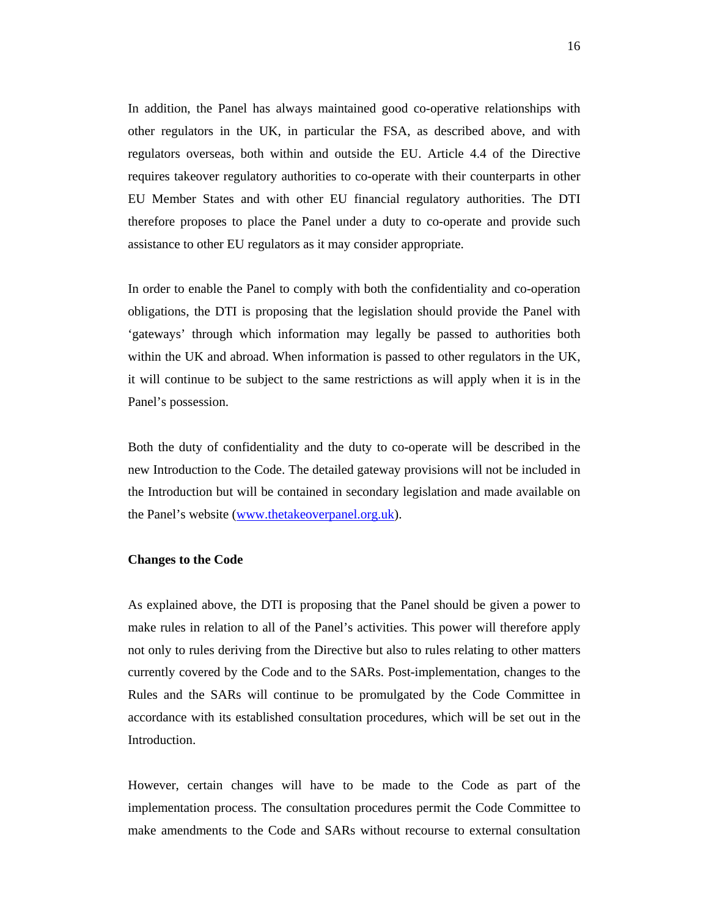In addition, the Panel has always maintained good co-operative relationships with other regulators in the UK, in particular the FSA, as described above, and with regulators overseas, both within and outside the EU. Article 4.4 of the Directive requires takeover regulatory authorities to co-operate with their counterparts in other EU Member States and with other EU financial regulatory authorities. The DTI therefore proposes to place the Panel under a duty to co-operate and provide such assistance to other EU regulators as it may consider appropriate.

In order to enable the Panel to comply with both the confidentiality and co-operation obligations, the DTI is proposing that the legislation should provide the Panel with 'gateways' through which information may legally be passed to authorities both within the UK and abroad. When information is passed to other regulators in the UK, it will continue to be subject to the same restrictions as will apply when it is in the Panel's possession.

Both the duty of confidentiality and the duty to co-operate will be described in the new Introduction to the Code. The detailed gateway provisions will not be included in the Introduction but will be contained in secondary legislation and made available on the Panel's website (www.thetakeoverpanel.org.uk).

**Changes to the Code**

As explained above, the DTI is proposing that the Panel should be given a power to make rules in relation to all of the Panel's activities. This power will therefore apply not only to rules deriving from the Directive but also to rules relating to other matters currently covered by the Code and to the SARs. Post-implementation, changes to the Rules and the SARs will continue to be promulgated by the Code Committee in accordance with its established consultation procedures, which will be set out in the Introduction.

However, certain changes will have to be made to the Code as part of the implementation process. The consultation procedures permit the Code Committee to make amendments to the Code and SARs without recourse to external consultation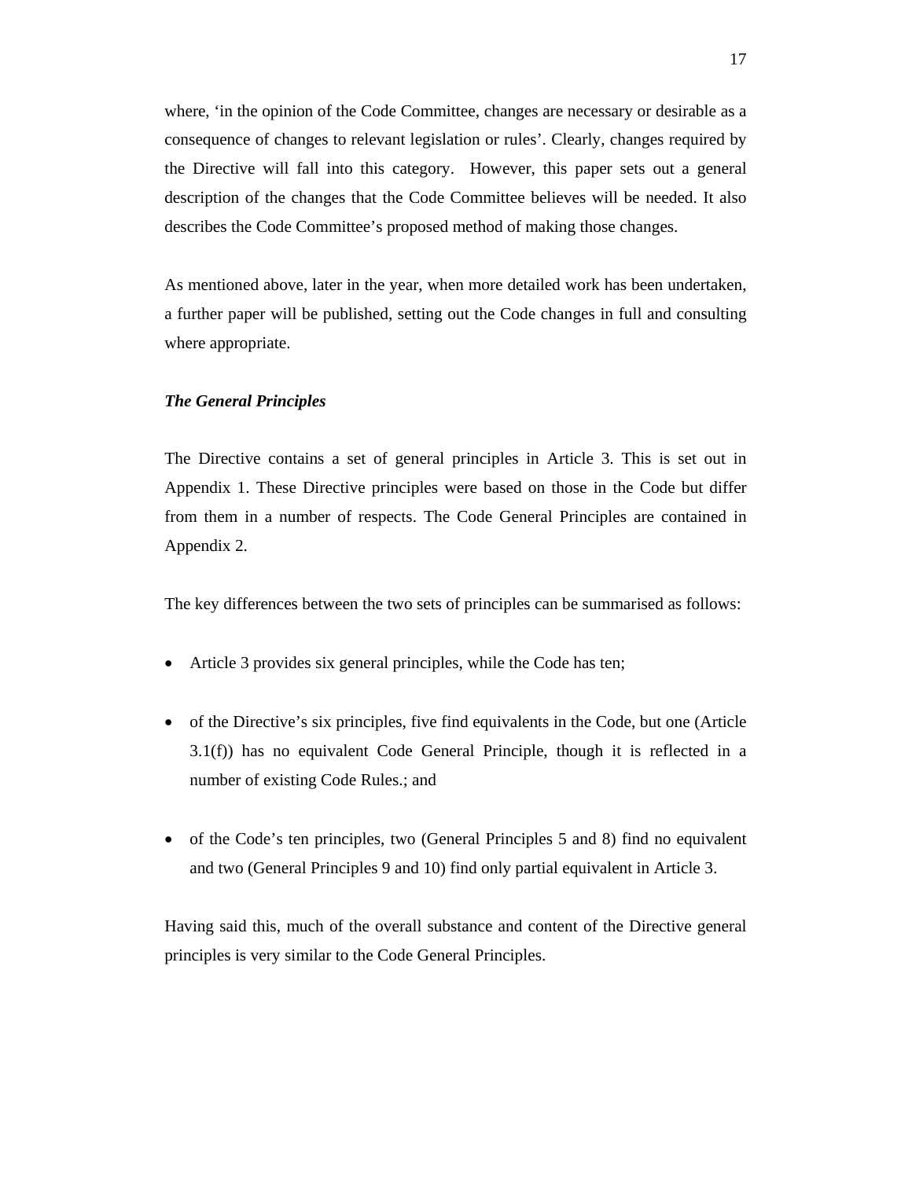where, 'in the opinion of the Code Committee, changes are necessary or desirable as a consequence of changes to relevant legislation or rules'. Clearly, changes required by the Directive will fall into this category. However, this paper sets out a general description of the changes that the Code Committee believes will be needed. It also describes the Code Committee's proposed method of making those changes.

As mentioned above, later in the year, when more detailed work has been undertaken, a further paper will be published, setting out the Code changes in full and consulting where appropriate.

***The General Principles***

The Directive contains a set of general principles in Article 3. This is set out in Appendix 1. These Directive principles were based on those in the Code but differ from them in a number of respects. The Code General Principles are contained in Appendix 2.

The key differences between the two sets of principles can be summarised as follows:

- Article 3 provides six general principles, while the Code has ten;
- of the Directive's six principles, five find equivalents in the Code, but one (Article 3.1(f)) has no equivalent Code General Principle, though it is reflected in a number of existing Code Rules.; and
- of the Code's ten principles, two (General Principles 5 and 8) find no equivalent and two (General Principles 9 and 10) find only partial equivalent in Article 3.

Having said this, much of the overall substance and content of the Directive general principles is very similar to the Code General Principles.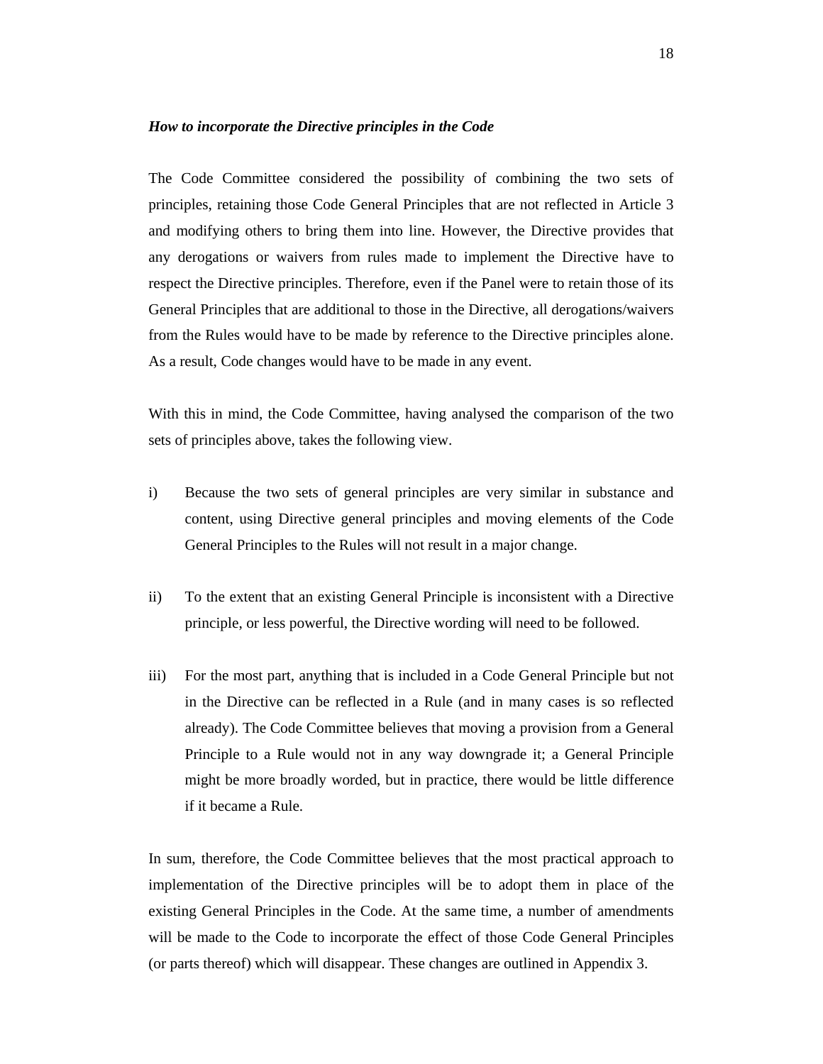***How to incorporate the Directive principles in the Code***

The Code Committee considered the possibility of combining the two sets of principles, retaining those Code General Principles that are not reflected in Article 3 and modifying others to bring them into line. However, the Directive provides that any derogations or waivers from rules made to implement the Directive have to respect the Directive principles. Therefore, even if the Panel were to retain those of its General Principles that are additional to those in the Directive, all derogations/waivers from the Rules would have to be made by reference to the Directive principles alone. As a result, Code changes would have to be made in any event.

With this in mind, the Code Committee, having analysed the comparison of the two sets of principles above, takes the following view.

i) Because the two sets of general principles are very similar in substance and content, using Directive general principles and moving elements of the Code General Principles to the Rules will not result in a major change.

ii) To the extent that an existing General Principle is inconsistent with a Directive principle, or less powerful, the Directive wording will need to be followed.

iii) For the most part, anything that is included in a Code General Principle but not in the Directive can be reflected in a Rule (and in many cases is so reflected already). The Code Committee believes that moving a provision from a General Principle to a Rule would not in any way downgrade it; a General Principle might be more broadly worded, but in practice, there would be little difference if it became a Rule.

In sum, therefore, the Code Committee believes that the most practical approach to implementation of the Directive principles will be to adopt them in place of the existing General Principles in the Code. At the same time, a number of amendments will be made to the Code to incorporate the effect of those Code General Principles (or parts thereof) which will disappear. These changes are outlined in Appendix 3.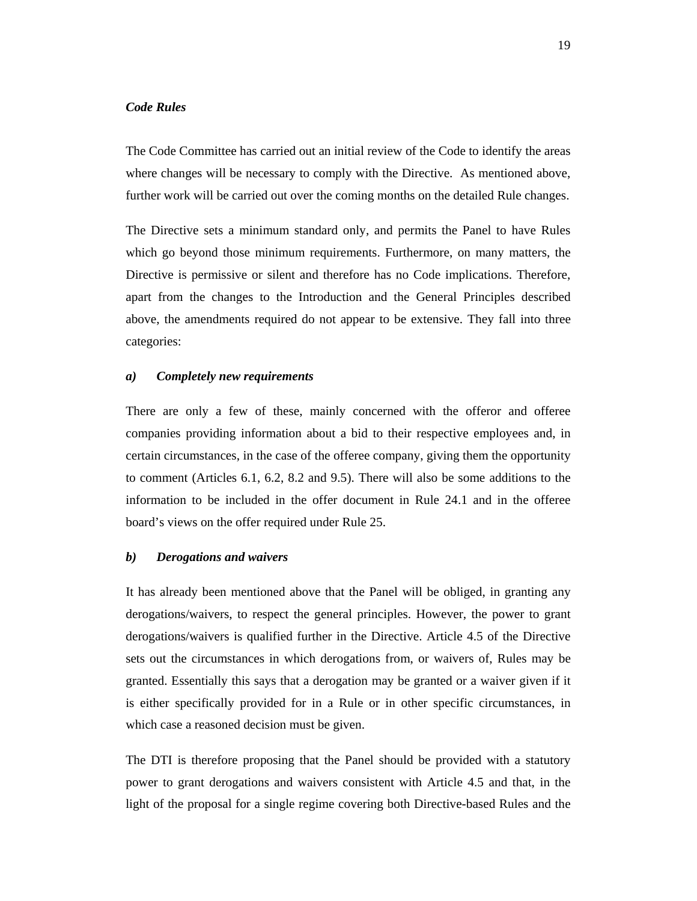***Code Rules***

The Code Committee has carried out an initial review of the Code to identify the areas where changes will be necessary to comply with the Directive. As mentioned above, further work will be carried out over the coming months on the detailed Rule changes.

The Directive sets a minimum standard only, and permits the Panel to have Rules which go beyond those minimum requirements. Furthermore, on many matters, the Directive is permissive or silent and therefore has no Code implications. Therefore, apart from the changes to the Introduction and the General Principles described above, the amendments required do not appear to be extensive. They fall into three categories:

***a) Completely new requirements***

There are only a few of these, mainly concerned with the offeror and offeree companies providing information about a bid to their respective employees and, in certain circumstances, in the case of the offeree company, giving them the opportunity to comment (Articles 6.1, 6.2, 8.2 and 9.5). There will also be some additions to the information to be included in the offer document in Rule 24.1 and in the offeree board's views on the offer required under Rule 25.

***b) Derogations and waivers***

It has already been mentioned above that the Panel will be obliged, in granting any derogations/waivers, to respect the general principles. However, the power to grant derogations/waivers is qualified further in the Directive. Article 4.5 of the Directive sets out the circumstances in which derogations from, or waivers of, Rules may be granted. Essentially this says that a derogation may be granted or a waiver given if it is either specifically provided for in a Rule or in other specific circumstances, in which case a reasoned decision must be given.

The DTI is therefore proposing that the Panel should be provided with a statutory power to grant derogations and waivers consistent with Article 4.5 and that, in the light of the proposal for a single regime covering both Directive-based Rules and the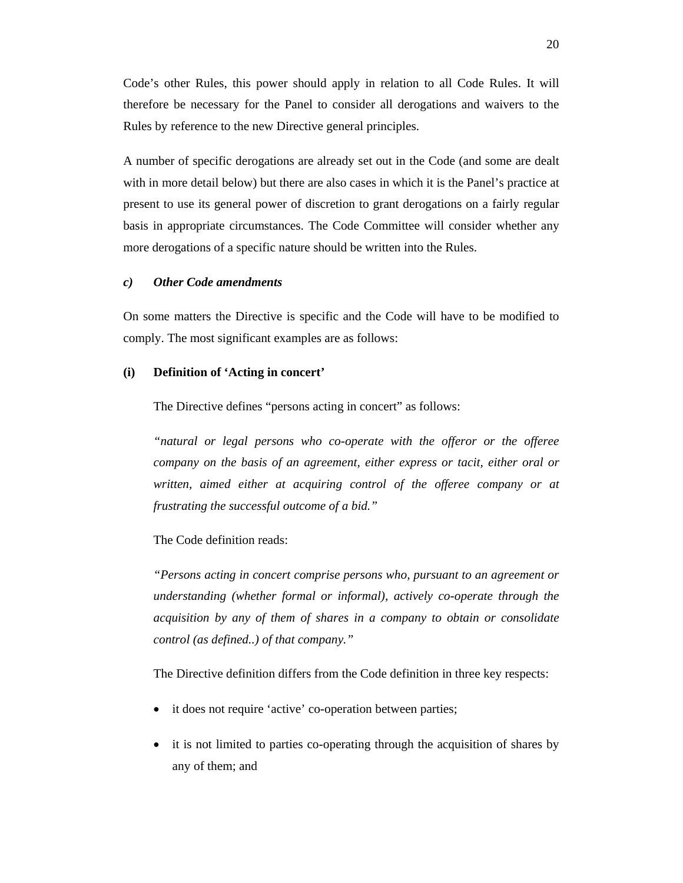Code's other Rules, this power should apply in relation to all Code Rules. It will therefore be necessary for the Panel to consider all derogations and waivers to the Rules by reference to the new Directive general principles.

A number of specific derogations are already set out in the Code (and some are dealt with in more detail below) but there are also cases in which it is the Panel's practice at present to use its general power of discretion to grant derogations on a fairly regular basis in appropriate circumstances. The Code Committee will consider whether any more derogations of a specific nature should be written into the Rules.

### *c) Other Code amendments*

On some matters the Directive is specific and the Code will have to be modified to comply. The most significant examples are as follows:

#### (i) Definition of 'Acting in concert'

The Directive defines "persons acting in concert" as follows:

*"natural or legal persons who co-operate with the offeror or the offeree company on the basis of an agreement, either express or tacit, either oral or written, aimed either at acquiring control of the offeree company or at frustrating the successful outcome of a bid."*

The Code definition reads:

*"Persons acting in concert comprise persons who, pursuant to an agreement or understanding (whether formal or informal), actively co-operate through the acquisition by any of them of shares in a company to obtain or consolidate control (as defined..) of that company."*

The Directive definition differs from the Code definition in three key respects:

- it does not require 'active' co-operation between parties;
- it is not limited to parties co-operating through the acquisition of shares by any of them; and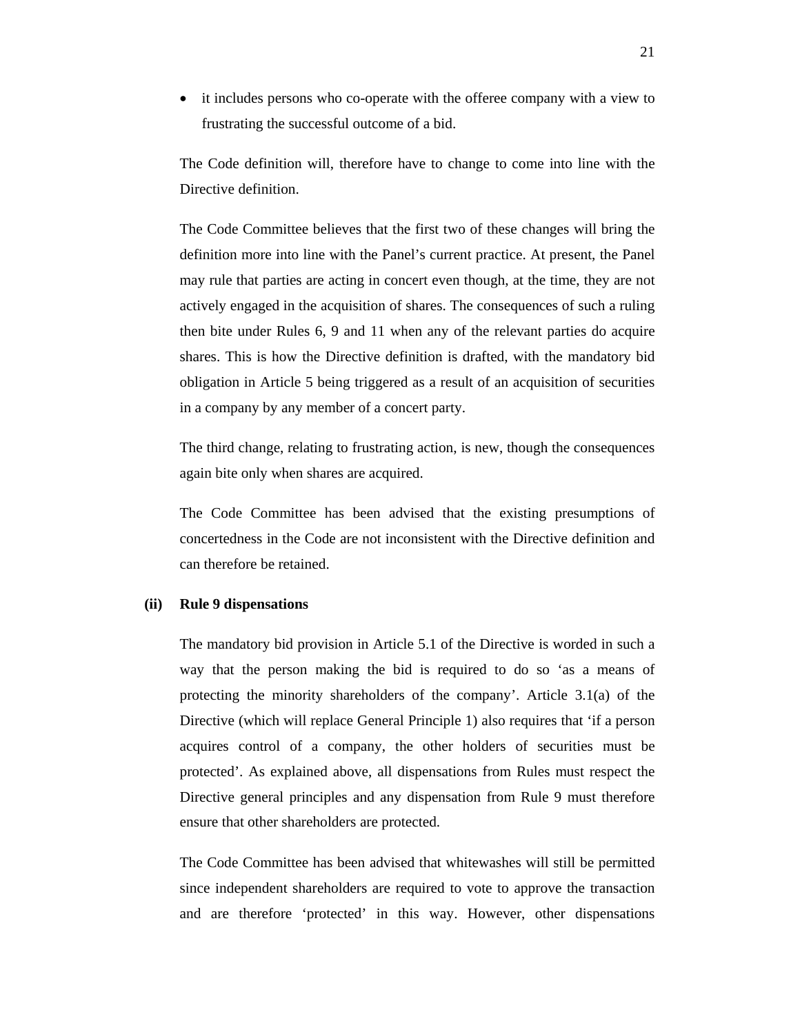- it includes persons who co-operate with the offeree company with a view to frustrating the successful outcome of a bid.

The Code definition will, therefore have to change to come into line with the Directive definition.

The Code Committee believes that the first two of these changes will bring the definition more into line with the Panel's current practice. At present, the Panel may rule that parties are acting in concert even though, at the time, they are not actively engaged in the acquisition of shares. The consequences of such a ruling then bite under Rules 6, 9 and 11 when any of the relevant parties do acquire shares. This is how the Directive definition is drafted, with the mandatory bid obligation in Article 5 being triggered as a result of an acquisition of securities in a company by any member of a concert party.

The third change, relating to frustrating action, is new, though the consequences again bite only when shares are acquired.

The Code Committee has been advised that the existing presumptions of concertedness in the Code are not inconsistent with the Directive definition and can therefore be retained.

**(ii) Rule 9 dispensations**

The mandatory bid provision in Article 5.1 of the Directive is worded in such a way that the person making the bid is required to do so 'as a means of protecting the minority shareholders of the company'. Article 3.1(a) of the Directive (which will replace General Principle 1) also requires that 'if a person acquires control of a company, the other holders of securities must be protected'. As explained above, all dispensations from Rules must respect the Directive general principles and any dispensation from Rule 9 must therefore ensure that other shareholders are protected.

The Code Committee has been advised that whitewashes will still be permitted since independent shareholders are required to vote to approve the transaction and are therefore 'protected' in this way. However, other dispensations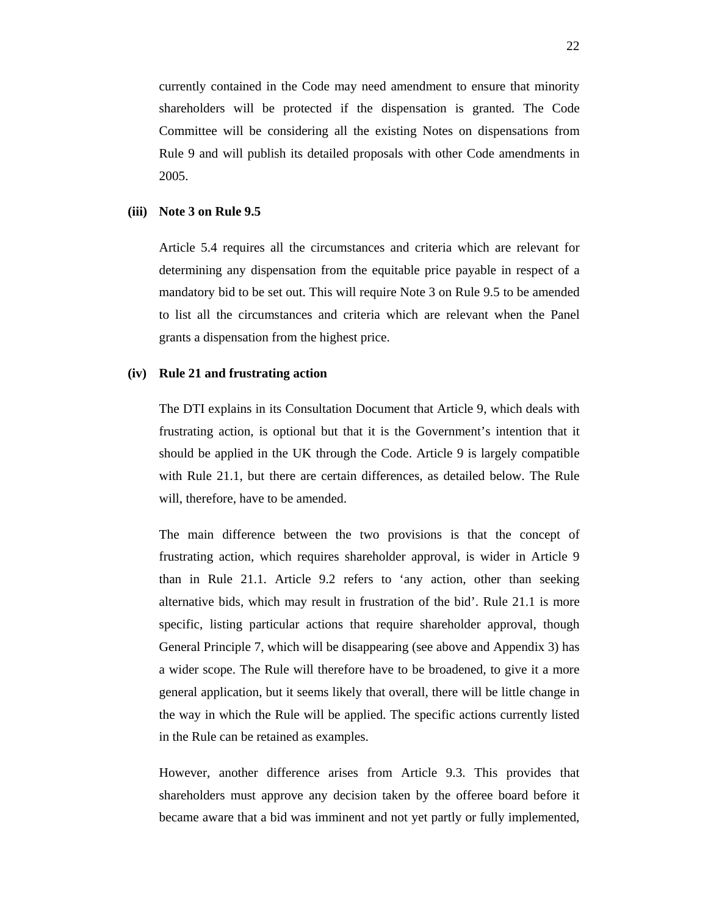currently contained in the Code may need amendment to ensure that minority shareholders will be protected if the dispensation is granted. The Code Committee will be considering all the existing Notes on dispensations from Rule 9 and will publish its detailed proposals with other Code amendments in 2005.

**(iii) Note 3 on Rule 9.5**

Article 5.4 requires all the circumstances and criteria which are relevant for determining any dispensation from the equitable price payable in respect of a mandatory bid to be set out. This will require Note 3 on Rule 9.5 to be amended to list all the circumstances and criteria which are relevant when the Panel grants a dispensation from the highest price.

**(iv) Rule 21 and frustrating action**

The DTI explains in its Consultation Document that Article 9, which deals with frustrating action, is optional but that it is the Government's intention that it should be applied in the UK through the Code. Article 9 is largely compatible with Rule 21.1, but there are certain differences, as detailed below. The Rule will, therefore, have to be amended.

The main difference between the two provisions is that the concept of frustrating action, which requires shareholder approval, is wider in Article 9 than in Rule 21.1. Article 9.2 refers to 'any action, other than seeking alternative bids, which may result in frustration of the bid'. Rule 21.1 is more specific, listing particular actions that require shareholder approval, though General Principle 7, which will be disappearing (see above and Appendix 3) has a wider scope. The Rule will therefore have to be broadened, to give it a more general application, but it seems likely that overall, there will be little change in the way in which the Rule will be applied. The specific actions currently listed in the Rule can be retained as examples.

However, another difference arises from Article 9.3. This provides that shareholders must approve any decision taken by the offeree board before it became aware that a bid was imminent and not yet partly or fully implemented,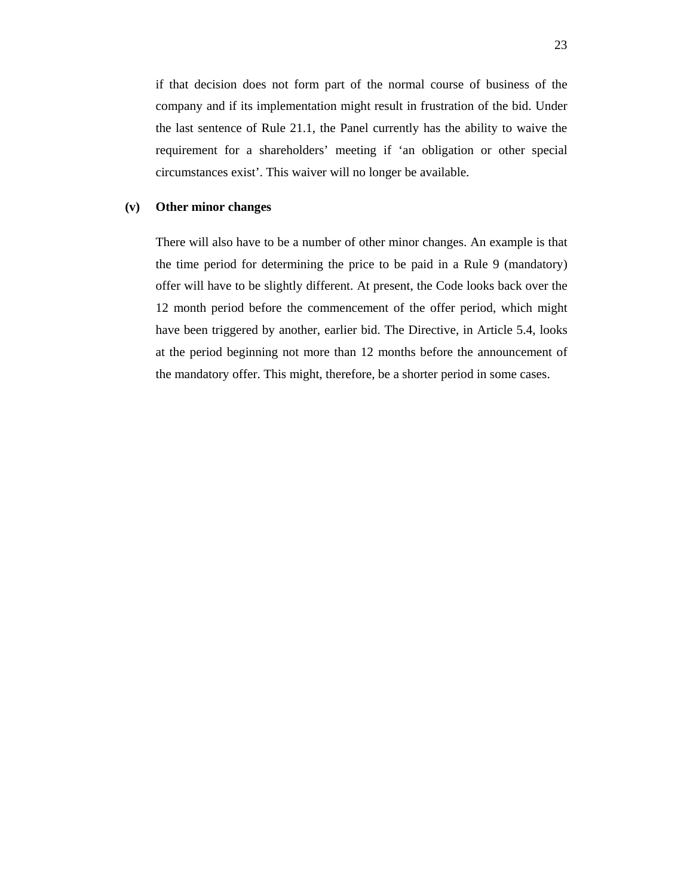if that decision does not form part of the normal course of business of the company and if its implementation might result in frustration of the bid. Under the last sentence of Rule 21.1, the Panel currently has the ability to waive the requirement for a shareholders' meeting if 'an obligation or other special circumstances exist'. This waiver will no longer be available.

**(v) Other minor changes**

There will also have to be a number of other minor changes. An example is that the time period for determining the price to be paid in a Rule 9 (mandatory) offer will have to be slightly different. At present, the Code looks back over the 12 month period before the commencement of the offer period, which might have been triggered by another, earlier bid. The Directive, in Article 5.4, looks at the period beginning not more than 12 months before the announcement of the mandatory offer. This might, therefore, be a shorter period in some cases.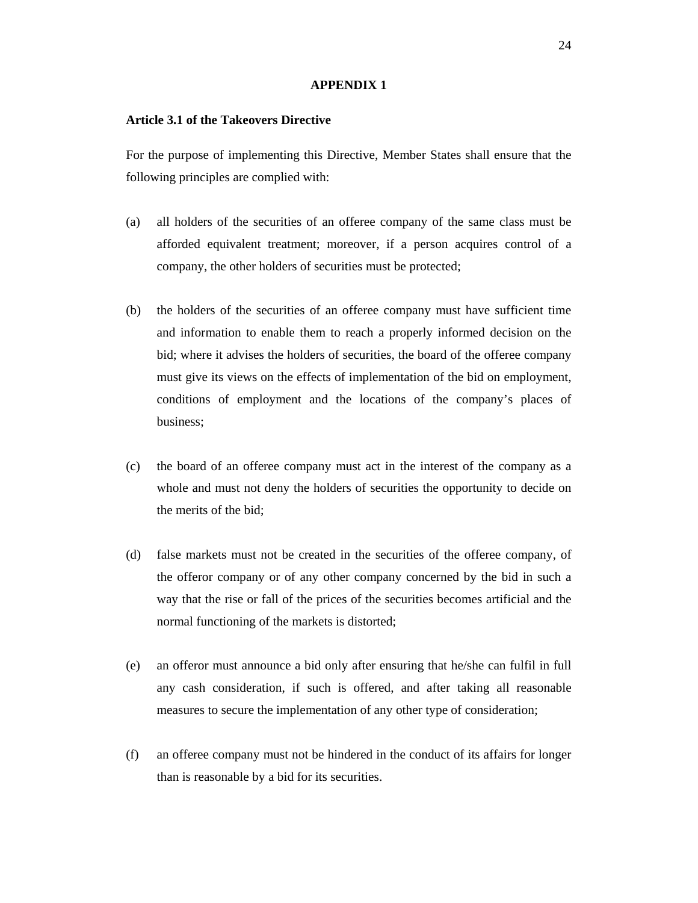# APPENDIX 1

**Article 3.1 of the Takeovers Directive**

For the purpose of implementing this Directive, Member States shall ensure that the following principles are complied with:

(a) all holders of the securities of an offeree company of the same class must be afforded equivalent treatment; moreover, if a person acquires control of a company, the other holders of securities must be protected;

(b) the holders of the securities of an offeree company must have sufficient time and information to enable them to reach a properly informed decision on the bid; where it advises the holders of securities, the board of the offeree company must give its views on the effects of implementation of the bid on employment, conditions of employment and the locations of the company's places of business;

(c) the board of an offeree company must act in the interest of the company as a whole and must not deny the holders of securities the opportunity to decide on the merits of the bid;

(d) false markets must not be created in the securities of the offeree company, of the offeror company or of any other company concerned by the bid in such a way that the rise or fall of the prices of the securities becomes artificial and the normal functioning of the markets is distorted;

(e) an offeror must announce a bid only after ensuring that he/she can fulfil in full any cash consideration, if such is offered, and after taking all reasonable measures to secure the implementation of any other type of consideration;

(f) an offeree company must not be hindered in the conduct of its affairs for longer than is reasonable by a bid for its securities.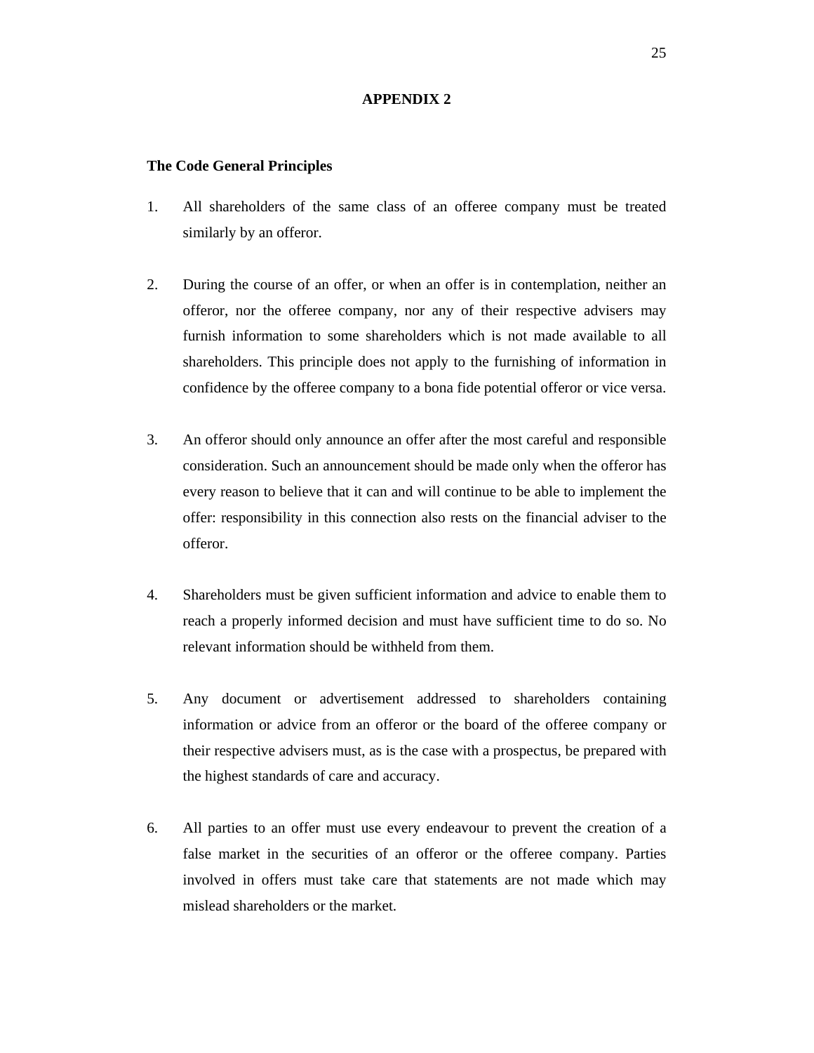# APPENDIX 2

## The Code General Principles

1. All shareholders of the same class of an offeree company must be treated similarly by an offeror.

2. During the course of an offer, or when an offer is in contemplation, neither an offeror, nor the offeree company, nor any of their respective advisers may furnish information to some shareholders which is not made available to all shareholders. This principle does not apply to the furnishing of information in confidence by the offeree company to a bona fide potential offeror or vice versa.

3. An offeror should only announce an offer after the most careful and responsible consideration. Such an announcement should be made only when the offeror has every reason to believe that it can and will continue to be able to implement the offer: responsibility in this connection also rests on the financial adviser to the offeror.

4. Shareholders must be given sufficient information and advice to enable them to reach a properly informed decision and must have sufficient time to do so. No relevant information should be withheld from them.

5. Any document or advertisement addressed to shareholders containing information or advice from an offeror or the board of the offeree company or their respective advisers must, as is the case with a prospectus, be prepared with the highest standards of care and accuracy.

6. All parties to an offer must use every endeavour to prevent the creation of a false market in the securities of an offeror or the offeree company. Parties involved in offers must take care that statements are not made which may mislead shareholders or the market.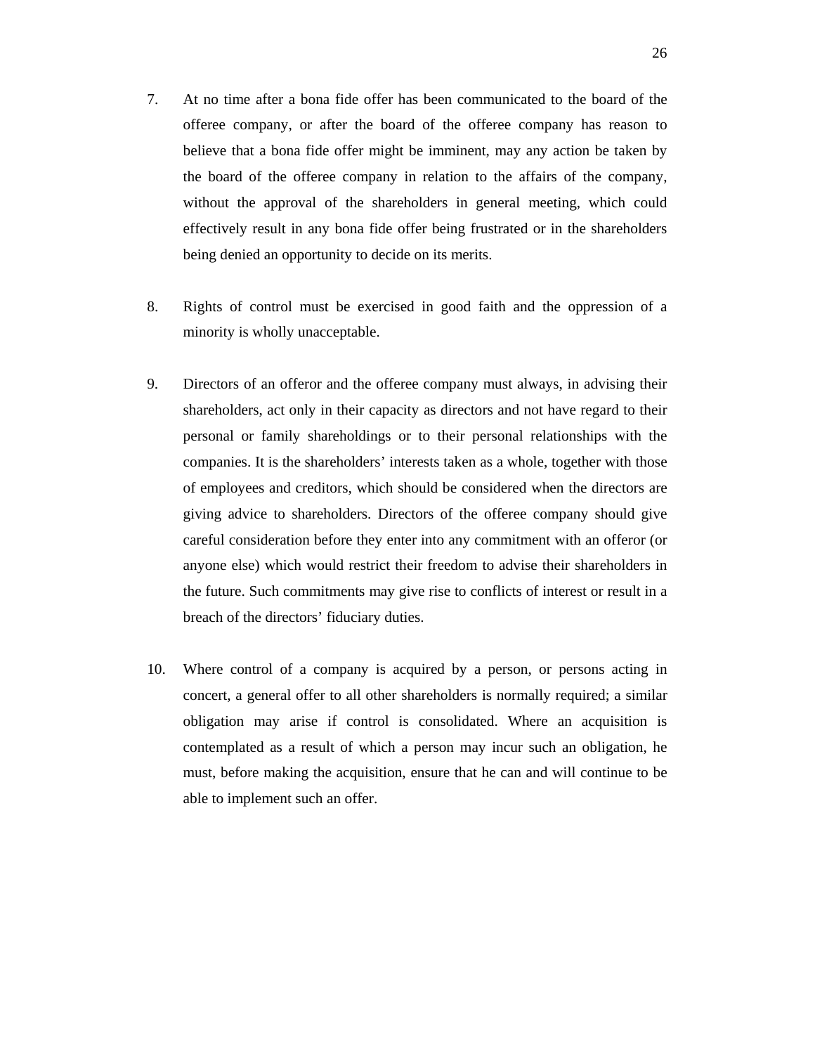7. At no time after a bona fide offer has been communicated to the board of the offeree company, or after the board of the offeree company has reason to believe that a bona fide offer might be imminent, may any action be taken by the board of the offeree company in relation to the affairs of the company, without the approval of the shareholders in general meeting, which could effectively result in any bona fide offer being frustrated or in the shareholders being denied an opportunity to decide on its merits.

8. Rights of control must be exercised in good faith and the oppression of a minority is wholly unacceptable.

9. Directors of an offeror and the offeree company must always, in advising their shareholders, act only in their capacity as directors and not have regard to their personal or family shareholdings or to their personal relationships with the companies. It is the shareholders' interests taken as a whole, together with those of employees and creditors, which should be considered when the directors are giving advice to shareholders. Directors of the offeree company should give careful consideration before they enter into any commitment with an offeror (or anyone else) which would restrict their freedom to advise their shareholders in the future. Such commitments may give rise to conflicts of interest or result in a breach of the directors' fiduciary duties.

10. Where control of a company is acquired by a person, or persons acting in concert, a general offer to all other shareholders is normally required; a similar obligation may arise if control is consolidated. Where an acquisition is contemplated as a result of which a person may incur such an obligation, he must, before making the acquisition, ensure that he can and will continue to be able to implement such an offer.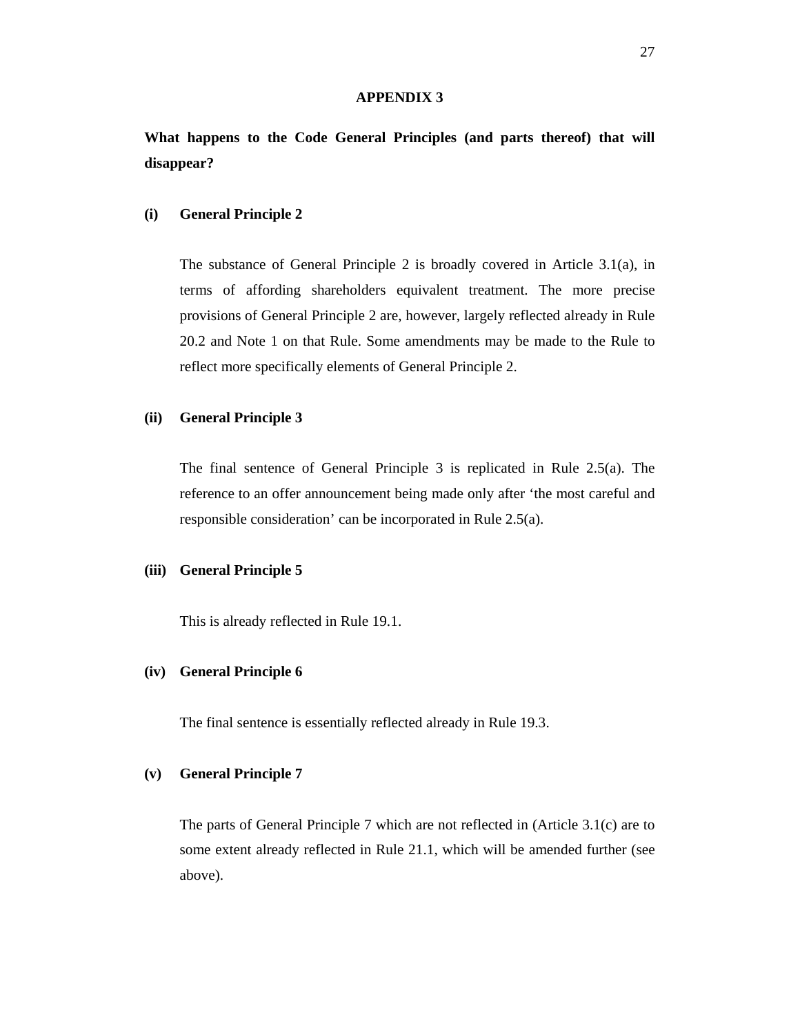# APPENDIX 3

**What happens to the Code General Principles (and parts thereof) that will disappear?**

**(i) General Principle 2**

The substance of General Principle 2 is broadly covered in Article 3.1(a), in terms of affording shareholders equivalent treatment. The more precise provisions of General Principle 2 are, however, largely reflected already in Rule 20.2 and Note 1 on that Rule. Some amendments may be made to the Rule to reflect more specifically elements of General Principle 2.

**(ii) General Principle 3**

The final sentence of General Principle 3 is replicated in Rule 2.5(a). The reference to an offer announcement being made only after 'the most careful and responsible consideration' can be incorporated in Rule 2.5(a).

**(iii) General Principle 5**

This is already reflected in Rule 19.1.

**(iv) General Principle 6**

The final sentence is essentially reflected already in Rule 19.3.

**(v) General Principle 7**

The parts of General Principle 7 which are not reflected in (Article 3.1(c) are to some extent already reflected in Rule 21.1, which will be amended further (see above).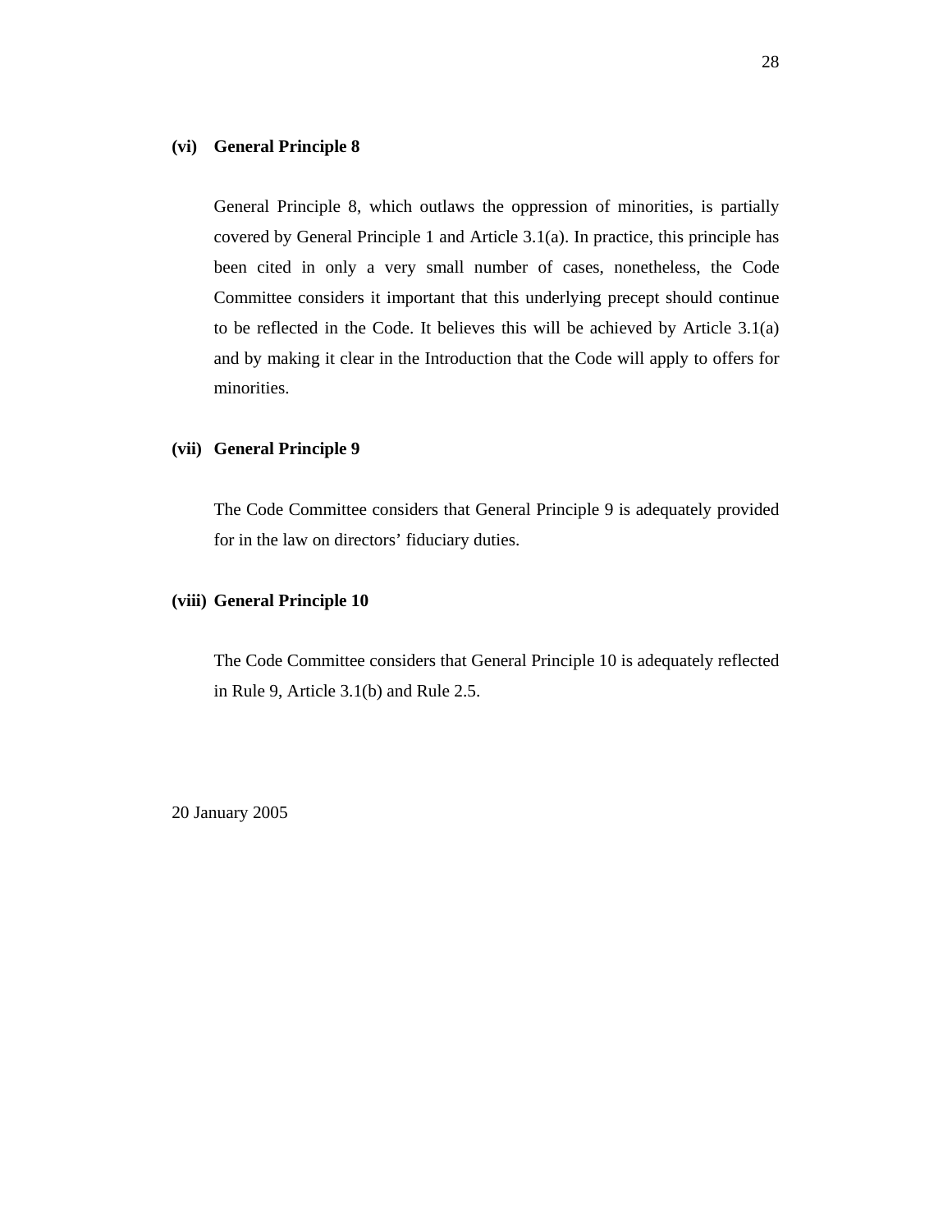**(vi) General Principle 8**

General Principle 8, which outlaws the oppression of minorities, is partially covered by General Principle 1 and Article 3.1(a). In practice, this principle has been cited in only a very small number of cases, nonetheless, the Code Committee considers it important that this underlying precept should continue to be reflected in the Code. It believes this will be achieved by Article 3.1(a) and by making it clear in the Introduction that the Code will apply to offers for minorities.

**(vii) General Principle 9**

The Code Committee considers that General Principle 9 is adequately provided for in the law on directors' fiduciary duties.

**(viii) General Principle 10**

The Code Committee considers that General Principle 10 is adequately reflected in Rule 9, Article 3.1(b) and Rule 2.5.

20 January 2005